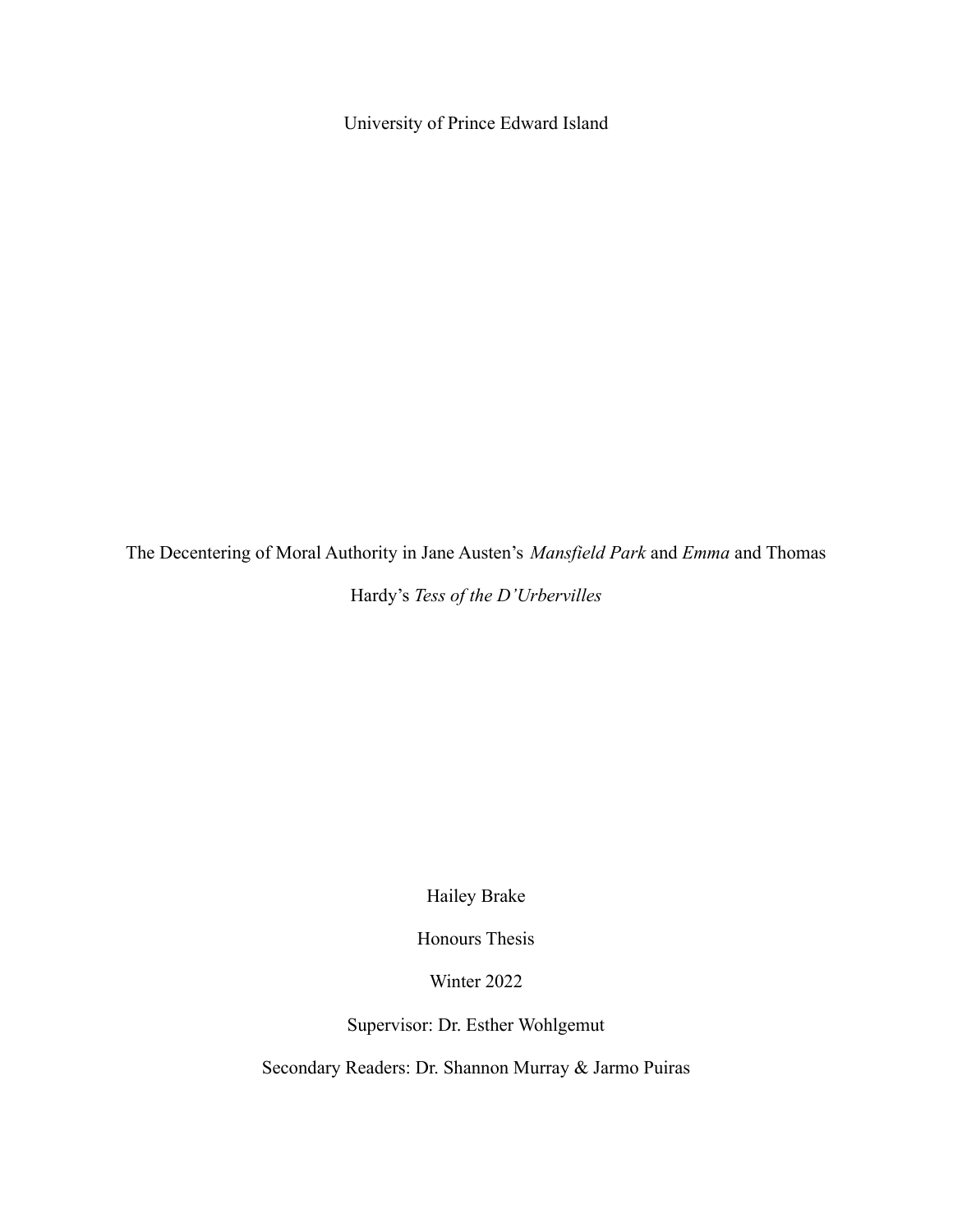University of Prince Edward Island

# The Decentering of Moral Authority in Jane Austen's *Mansfield Park* and *Emma* and Thomas Hardy's *Tess of the D'Urbervilles*

Hailey Brake

Honours Thesis

Winter 2022

Supervisor: Dr. Esther Wohlgemut

Secondary Readers: Dr. Shannon Murray & Jarmo Puiras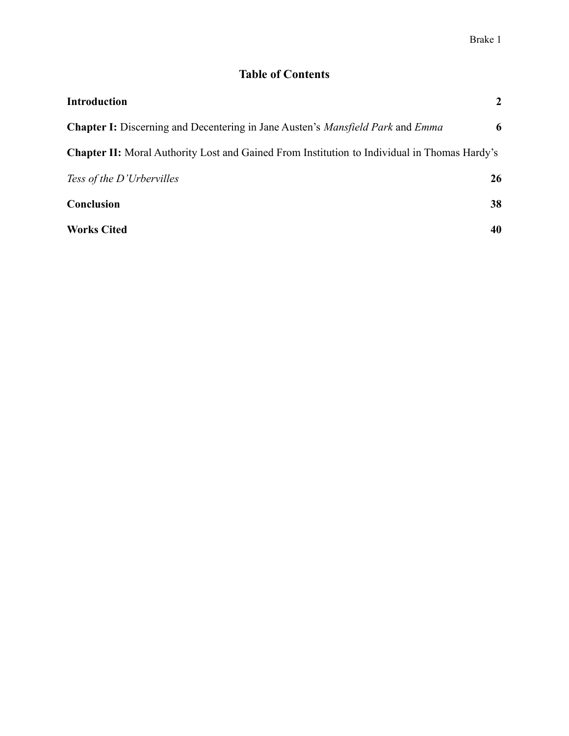# Table of Contents

| | |
|---|---|
| **Introduction** | **2** |
| **Chapter I:** Discerning and Decentering in Jane Austen's *Mansfield Park* and *Emma* | **6** |
| **Chapter II:** Moral Authority Lost and Gained From Institution to Individual in Thomas Hardy's *Tess of the D'Urbervilles* | **26** |
| **Conclusion** | **38** |
| **Works Cited** | **40** |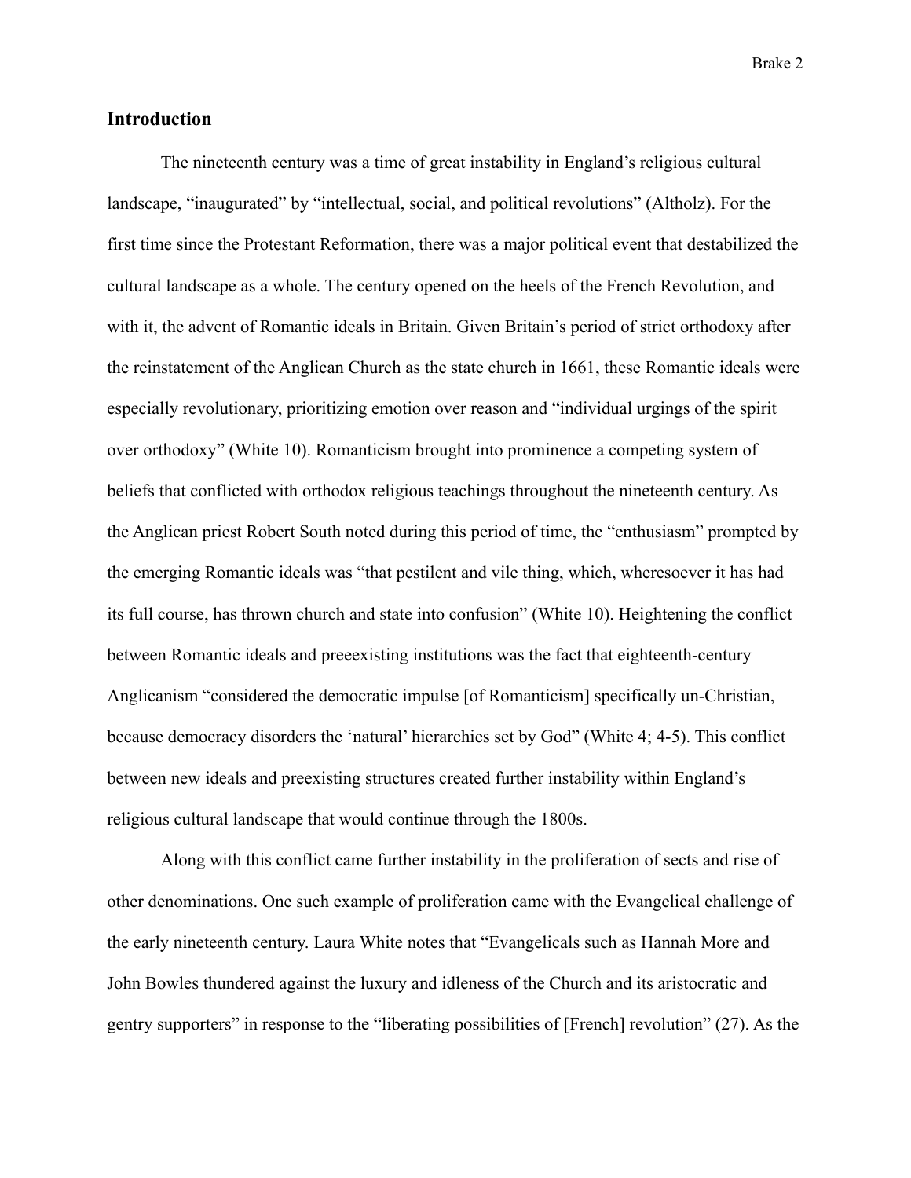## Introduction

The nineteenth century was a time of great instability in England's religious cultural landscape, "inaugurated" by "intellectual, social, and political revolutions" (Altholz). For the first time since the Protestant Reformation, there was a major political event that destabilized the cultural landscape as a whole. The century opened on the heels of the French Revolution, and with it, the advent of Romantic ideals in Britain. Given Britain's period of strict orthodoxy after the reinstatement of the Anglican Church as the state church in 1661, these Romantic ideals were especially revolutionary, prioritizing emotion over reason and "individual urgings of the spirit over orthodoxy" (White 10). Romanticism brought into prominence a competing system of beliefs that conflicted with orthodox religious teachings throughout the nineteenth century. As the Anglican priest Robert South noted during this period of time, the "enthusiasm" prompted by the emerging Romantic ideals was "that pestilent and vile thing, which, wheresoever it has had its full course, has thrown church and state into confusion" (White 10). Heightening the conflict between Romantic ideals and preeexisting institutions was the fact that eighteenth-century Anglicanism "considered the democratic impulse [of Romanticism] specifically un-Christian, because democracy disorders the 'natural' hierarchies set by God" (White 4; 4-5). This conflict between new ideals and preexisting structures created further instability within England's religious cultural landscape that would continue through the 1800s.

Along with this conflict came further instability in the proliferation of sects and rise of other denominations. One such example of proliferation came with the Evangelical challenge of the early nineteenth century. Laura White notes that "Evangelicals such as Hannah More and John Bowles thundered against the luxury and idleness of the Church and its aristocratic and gentry supporters" in response to the "liberating possibilities of [French] revolution" (27). As the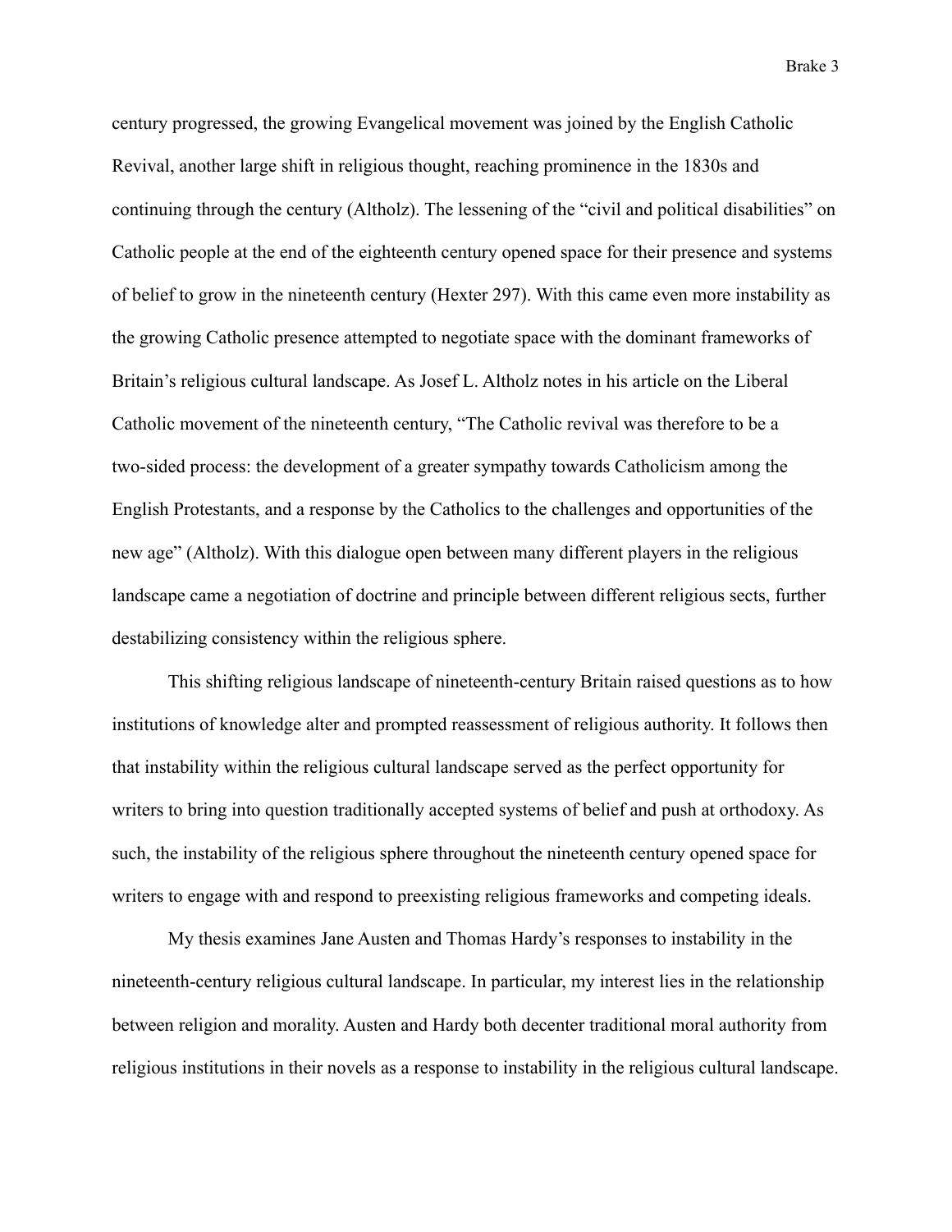century progressed, the growing Evangelical movement was joined by the English Catholic Revival, another large shift in religious thought, reaching prominence in the 1830s and continuing through the century (Altholz). The lessening of the "civil and political disabilities" on Catholic people at the end of the eighteenth century opened space for their presence and systems of belief to grow in the nineteenth century (Hexter 297). With this came even more instability as the growing Catholic presence attempted to negotiate space with the dominant frameworks of Britain's religious cultural landscape. As Josef L. Altholz notes in his article on the Liberal Catholic movement of the nineteenth century, "The Catholic revival was therefore to be a two-sided process: the development of a greater sympathy towards Catholicism among the English Protestants, and a response by the Catholics to the challenges and opportunities of the new age" (Altholz). With this dialogue open between many different players in the religious landscape came a negotiation of doctrine and principle between different religious sects, further destabilizing consistency within the religious sphere.

This shifting religious landscape of nineteenth-century Britain raised questions as to how institutions of knowledge alter and prompted reassessment of religious authority. It follows then that instability within the religious cultural landscape served as the perfect opportunity for writers to bring into question traditionally accepted systems of belief and push at orthodoxy. As such, the instability of the religious sphere throughout the nineteenth century opened space for writers to engage with and respond to preexisting religious frameworks and competing ideals.

My thesis examines Jane Austen and Thomas Hardy's responses to instability in the nineteenth-century religious cultural landscape. In particular, my interest lies in the relationship between religion and morality. Austen and Hardy both decenter traditional moral authority from religious institutions in their novels as a response to instability in the religious cultural landscape.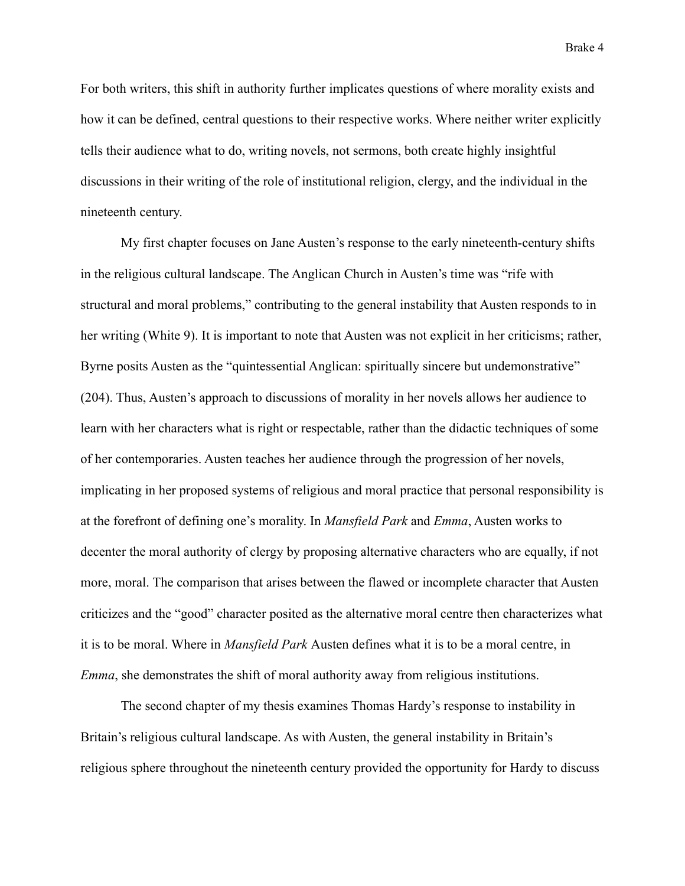For both writers, this shift in authority further implicates questions of where morality exists and how it can be defined, central questions to their respective works. Where neither writer explicitly tells their audience what to do, writing novels, not sermons, both create highly insightful discussions in their writing of the role of institutional religion, clergy, and the individual in the nineteenth century.

My first chapter focuses on Jane Austen's response to the early nineteenth-century shifts in the religious cultural landscape. The Anglican Church in Austen's time was "rife with structural and moral problems," contributing to the general instability that Austen responds to in her writing (White 9). It is important to note that Austen was not explicit in her criticisms; rather, Byrne posits Austen as the "quintessential Anglican: spiritually sincere but undemonstrative" (204). Thus, Austen's approach to discussions of morality in her novels allows her audience to learn with her characters what is right or respectable, rather than the didactic techniques of some of her contemporaries. Austen teaches her audience through the progression of her novels, implicating in her proposed systems of religious and moral practice that personal responsibility is at the forefront of defining one's morality. In *Mansfield Park* and *Emma*, Austen works to decenter the moral authority of clergy by proposing alternative characters who are equally, if not more, moral. The comparison that arises between the flawed or incomplete character that Austen criticizes and the "good" character posited as the alternative moral centre then characterizes what it is to be moral. Where in *Mansfield Park* Austen defines what it is to be a moral centre, in *Emma*, she demonstrates the shift of moral authority away from religious institutions.

The second chapter of my thesis examines Thomas Hardy's response to instability in Britain's religious cultural landscape. As with Austen, the general instability in Britain's religious sphere throughout the nineteenth century provided the opportunity for Hardy to discuss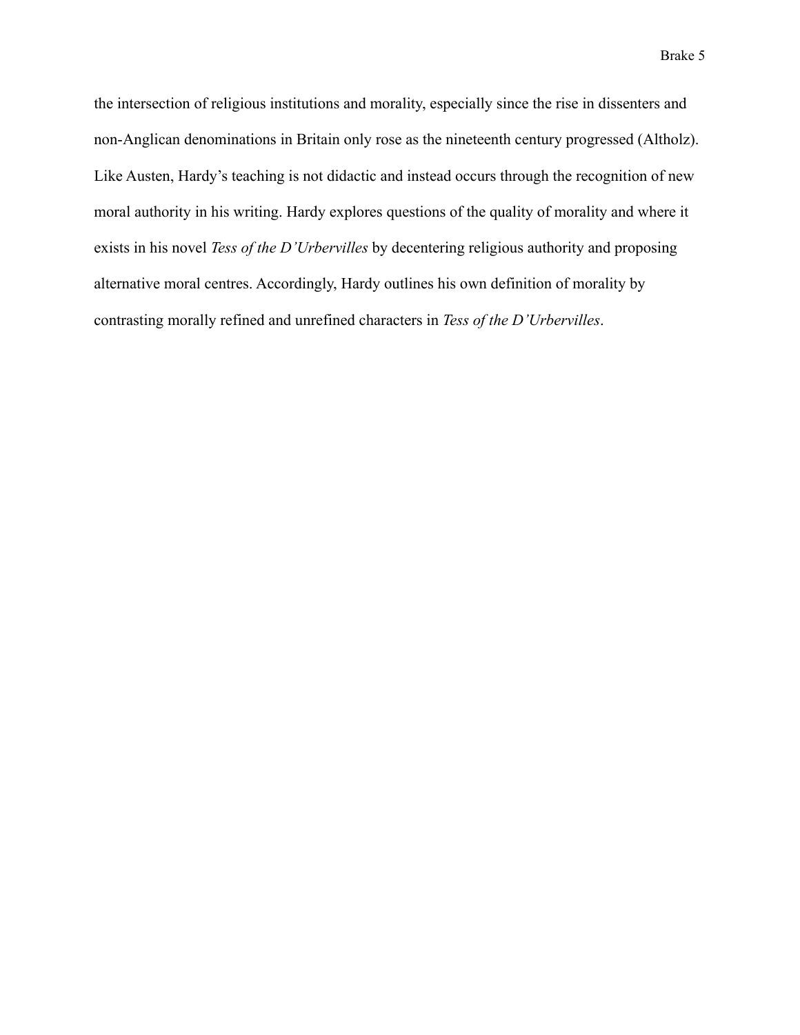the intersection of religious institutions and morality, especially since the rise in dissenters and non-Anglican denominations in Britain only rose as the nineteenth century progressed (Altholz). Like Austen, Hardy's teaching is not didactic and instead occurs through the recognition of new moral authority in his writing. Hardy explores questions of the quality of morality and where it exists in his novel *Tess of the D'Urbervilles* by decentering religious authority and proposing alternative moral centres. Accordingly, Hardy outlines his own definition of morality by contrasting morally refined and unrefined characters in *Tess of the D'Urbervilles*.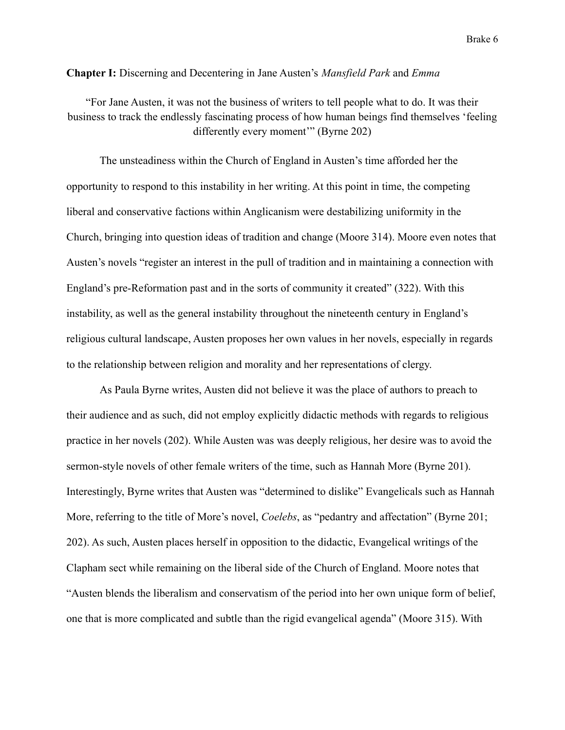**Chapter I:** Discerning and Decentering in Jane Austen's *Mansfield Park* and *Emma*

"For Jane Austen, it was not the business of writers to tell people what to do. It was their business to track the endlessly fascinating process of how human beings find themselves 'feeling differently every moment'" (Byrne 202)

The unsteadiness within the Church of England in Austen's time afforded her the opportunity to respond to this instability in her writing. At this point in time, the competing liberal and conservative factions within Anglicanism were destabilizing uniformity in the Church, bringing into question ideas of tradition and change (Moore 314). Moore even notes that Austen's novels "register an interest in the pull of tradition and in maintaining a connection with England's pre-Reformation past and in the sorts of community it created" (322). With this instability, as well as the general instability throughout the nineteenth century in England's religious cultural landscape, Austen proposes her own values in her novels, especially in regards to the relationship between religion and morality and her representations of clergy.

As Paula Byrne writes, Austen did not believe it was the place of authors to preach to their audience and as such, did not employ explicitly didactic methods with regards to religious practice in her novels (202). While Austen was was deeply religious, her desire was to avoid the sermon-style novels of other female writers of the time, such as Hannah More (Byrne 201). Interestingly, Byrne writes that Austen was "determined to dislike" Evangelicals such as Hannah More, referring to the title of More's novel, *Coelebs*, as "pedantry and affectation" (Byrne 201; 202). As such, Austen places herself in opposition to the didactic, Evangelical writings of the Clapham sect while remaining on the liberal side of the Church of England. Moore notes that "Austen blends the liberalism and conservatism of the period into her own unique form of belief, one that is more complicated and subtle than the rigid evangelical agenda" (Moore 315). With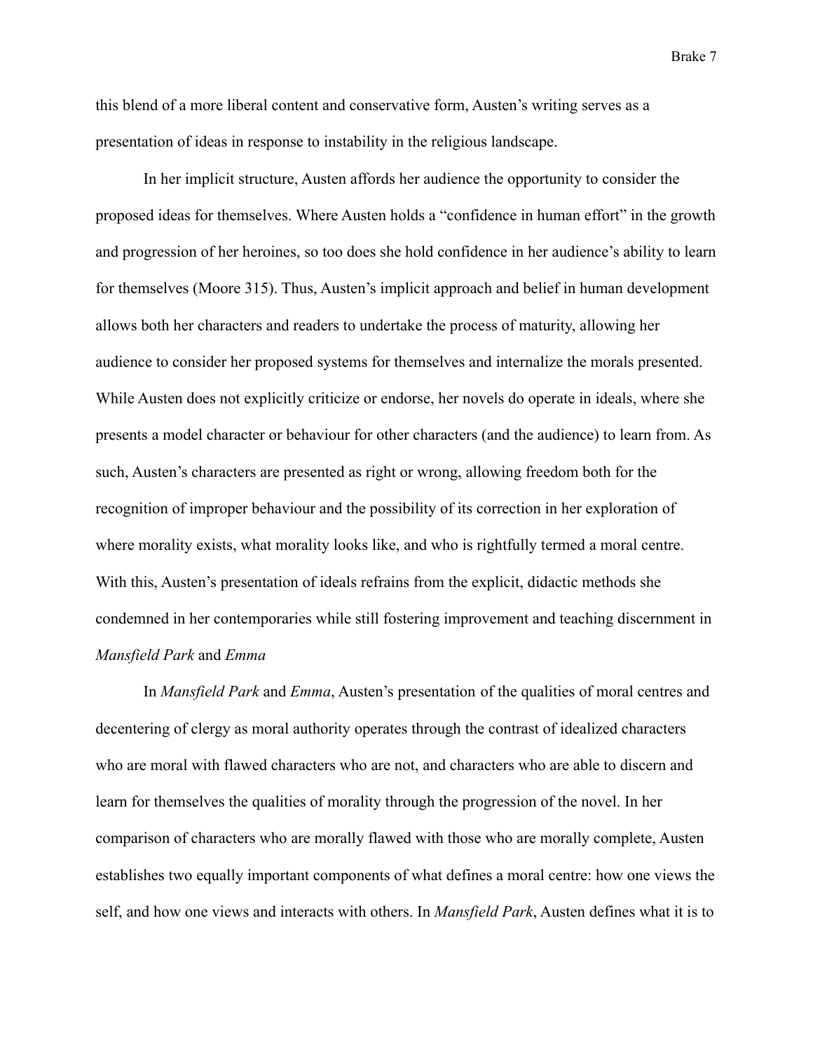this blend of a more liberal content and conservative form, Austen's writing serves as a presentation of ideas in response to instability in the religious landscape.

In her implicit structure, Austen affords her audience the opportunity to consider the proposed ideas for themselves. Where Austen holds a "confidence in human effort" in the growth and progression of her heroines, so too does she hold confidence in her audience's ability to learn for themselves (Moore 315). Thus, Austen's implicit approach and belief in human development allows both her characters and readers to undertake the process of maturity, allowing her audience to consider her proposed systems for themselves and internalize the morals presented. While Austen does not explicitly criticize or endorse, her novels do operate in ideals, where she presents a model character or behaviour for other characters (and the audience) to learn from. As such, Austen's characters are presented as right or wrong, allowing freedom both for the recognition of improper behaviour and the possibility of its correction in her exploration of where morality exists, what morality looks like, and who is rightfully termed a moral centre. With this, Austen's presentation of ideals refrains from the explicit, didactic methods she condemned in her contemporaries while still fostering improvement and teaching discernment in *Mansfield Park* and *Emma*

In *Mansfield Park* and *Emma*, Austen's presentation of the qualities of moral centres and decentering of clergy as moral authority operates through the contrast of idealized characters who are moral with flawed characters who are not, and characters who are able to discern and learn for themselves the qualities of morality through the progression of the novel. In her comparison of characters who are morally flawed with those who are morally complete, Austen establishes two equally important components of what defines a moral centre: how one views the self, and how one views and interacts with others. In *Mansfield Park*, Austen defines what it is to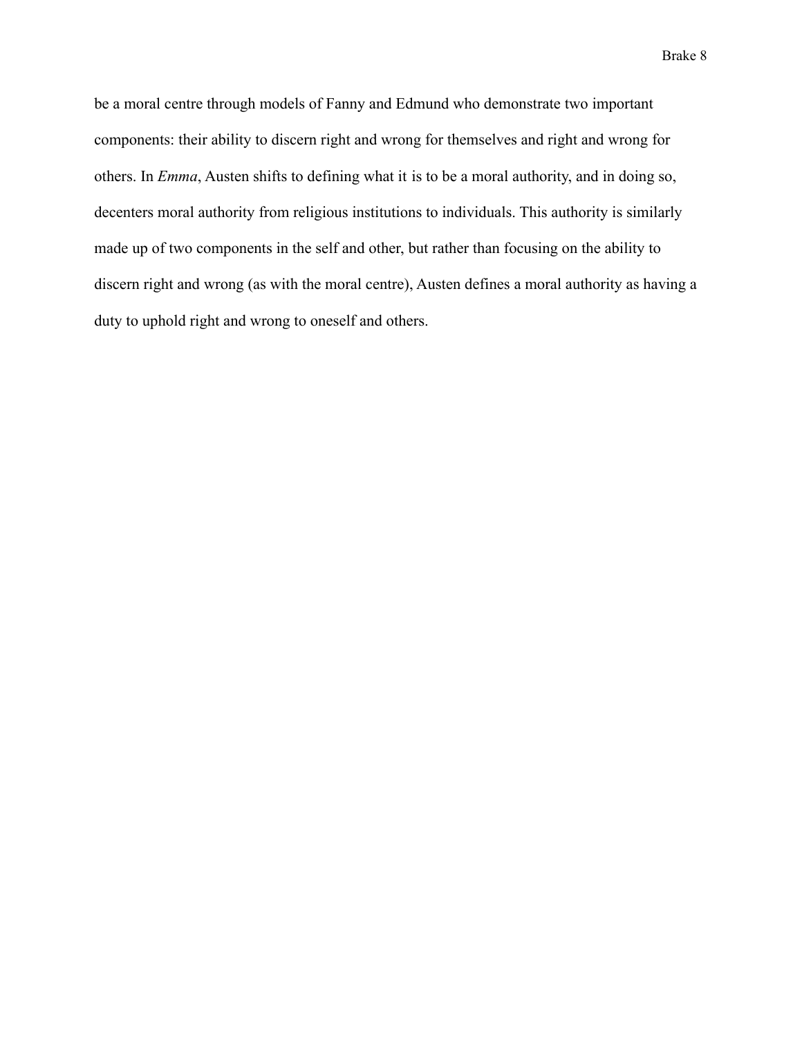be a moral centre through models of Fanny and Edmund who demonstrate two important components: their ability to discern right and wrong for themselves and right and wrong for others. In *Emma*, Austen shifts to defining what it is to be a moral authority, and in doing so, decenters moral authority from religious institutions to individuals. This authority is similarly made up of two components in the self and other, but rather than focusing on the ability to discern right and wrong (as with the moral centre), Austen defines a moral authority as having a duty to uphold right and wrong to oneself and others.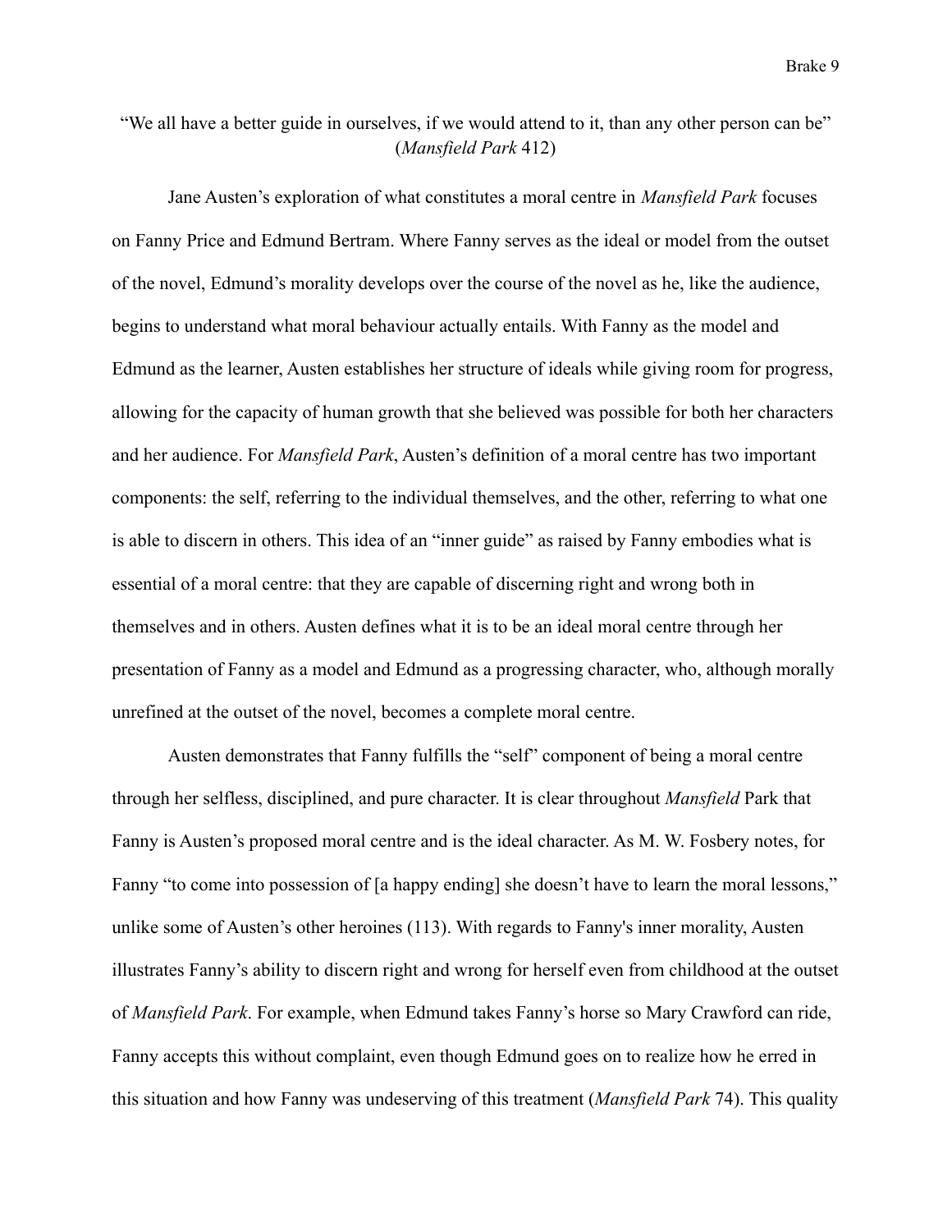"We all have a better guide in ourselves, if we would attend to it, than any other person can be" (*Mansfield Park* 412)

Jane Austen's exploration of what constitutes a moral centre in *Mansfield Park* focuses on Fanny Price and Edmund Bertram. Where Fanny serves as the ideal or model from the outset of the novel, Edmund's morality develops over the course of the novel as he, like the audience, begins to understand what moral behaviour actually entails. With Fanny as the model and Edmund as the learner, Austen establishes her structure of ideals while giving room for progress, allowing for the capacity of human growth that she believed was possible for both her characters and her audience. For *Mansfield Park*, Austen's definition of a moral centre has two important components: the self, referring to the individual themselves, and the other, referring to what one is able to discern in others. This idea of an "inner guide" as raised by Fanny embodies what is essential of a moral centre: that they are capable of discerning right and wrong both in themselves and in others. Austen defines what it is to be an ideal moral centre through her presentation of Fanny as a model and Edmund as a progressing character, who, although morally unrefined at the outset of the novel, becomes a complete moral centre.

Austen demonstrates that Fanny fulfills the "self" component of being a moral centre through her selfless, disciplined, and pure character. It is clear throughout *Mansfield* Park that Fanny is Austen's proposed moral centre and is the ideal character. As M. W. Fosbery notes, for Fanny "to come into possession of [a happy ending] she doesn't have to learn the moral lessons," unlike some of Austen's other heroines (113). With regards to Fanny's inner morality, Austen illustrates Fanny's ability to discern right and wrong for herself even from childhood at the outset of *Mansfield Park*. For example, when Edmund takes Fanny's horse so Mary Crawford can ride, Fanny accepts this without complaint, even though Edmund goes on to realize how he erred in this situation and how Fanny was undeserving of this treatment (*Mansfield Park* 74). This quality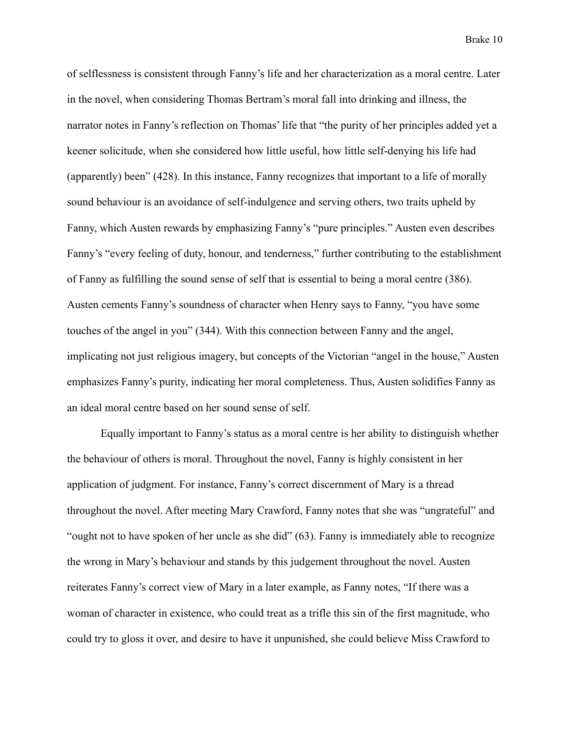of selflessness is consistent through Fanny's life and her characterization as a moral centre. Later in the novel, when considering Thomas Bertram's moral fall into drinking and illness, the narrator notes in Fanny's reflection on Thomas' life that "the purity of her principles added yet a keener solicitude, when she considered how little useful, how little self-denying his life had (apparently) been" (428). In this instance, Fanny recognizes that important to a life of morally sound behaviour is an avoidance of self-indulgence and serving others, two traits upheld by Fanny, which Austen rewards by emphasizing Fanny's "pure principles." Austen even describes Fanny's "every feeling of duty, honour, and tenderness," further contributing to the establishment of Fanny as fulfilling the sound sense of self that is essential to being a moral centre (386). Austen cements Fanny's soundness of character when Henry says to Fanny, "you have some touches of the angel in you" (344). With this connection between Fanny and the angel, implicating not just religious imagery, but concepts of the Victorian "angel in the house," Austen emphasizes Fanny's purity, indicating her moral completeness. Thus, Austen solidifies Fanny as an ideal moral centre based on her sound sense of self.

Equally important to Fanny's status as a moral centre is her ability to distinguish whether the behaviour of others is moral. Throughout the novel, Fanny is highly consistent in her application of judgment. For instance, Fanny's correct discernment of Mary is a thread throughout the novel. After meeting Mary Crawford, Fanny notes that she was "ungrateful" and "ought not to have spoken of her uncle as she did" (63). Fanny is immediately able to recognize the wrong in Mary's behaviour and stands by this judgement throughout the novel. Austen reiterates Fanny's correct view of Mary in a later example, as Fanny notes, "If there was a woman of character in existence, who could treat as a trifle this sin of the first magnitude, who could try to gloss it over, and desire to have it unpunished, she could believe Miss Crawford to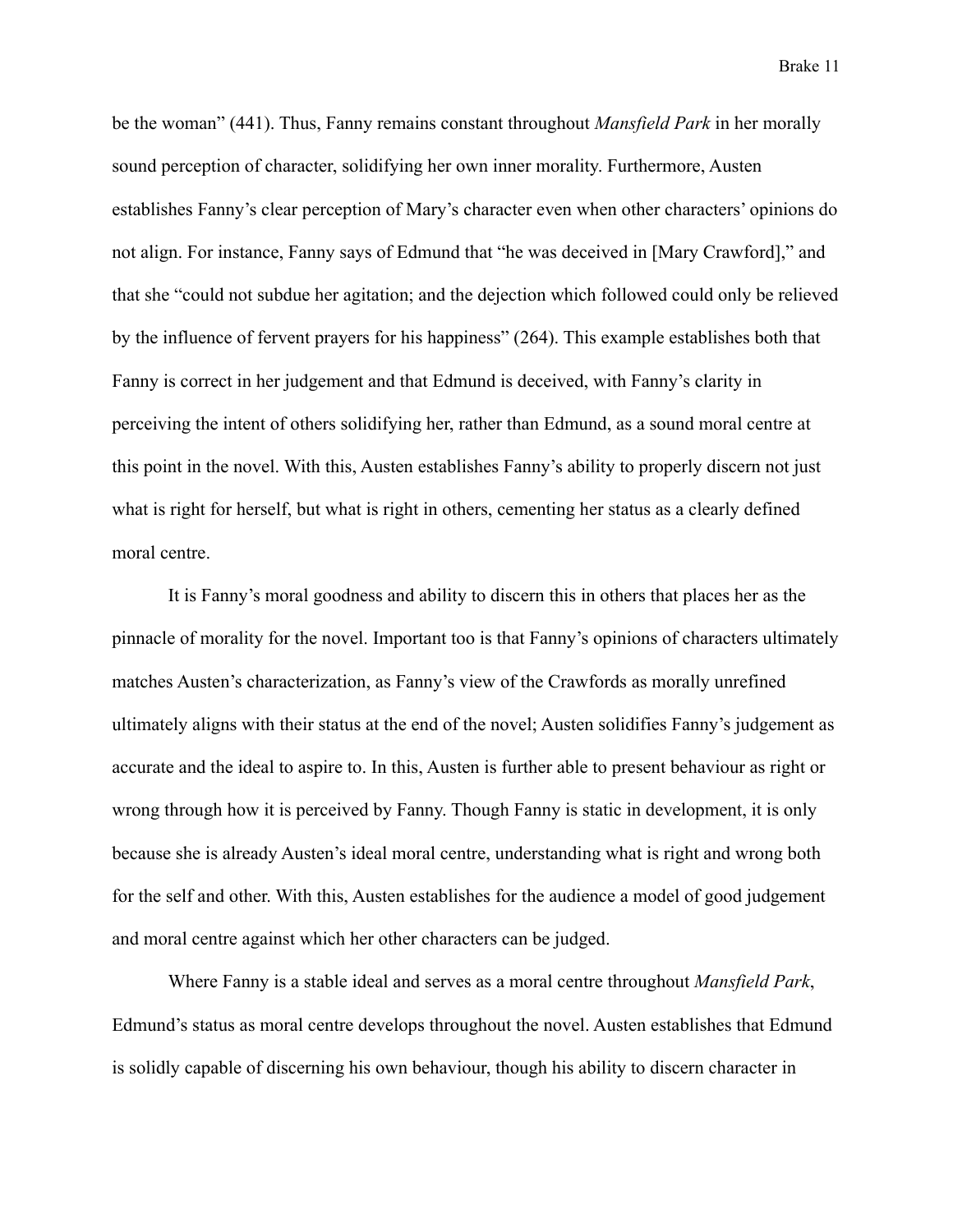be the woman" (441). Thus, Fanny remains constant throughout *Mansfield Park* in her morally sound perception of character, solidifying her own inner morality. Furthermore, Austen establishes Fanny's clear perception of Mary's character even when other characters' opinions do not align. For instance, Fanny says of Edmund that "he was deceived in [Mary Crawford]," and that she "could not subdue her agitation; and the dejection which followed could only be relieved by the influence of fervent prayers for his happiness" (264). This example establishes both that Fanny is correct in her judgement and that Edmund is deceived, with Fanny's clarity in perceiving the intent of others solidifying her, rather than Edmund, as a sound moral centre at this point in the novel. With this, Austen establishes Fanny's ability to properly discern not just what is right for herself, but what is right in others, cementing her status as a clearly defined moral centre.

It is Fanny's moral goodness and ability to discern this in others that places her as the pinnacle of morality for the novel. Important too is that Fanny's opinions of characters ultimately matches Austen's characterization, as Fanny's view of the Crawfords as morally unrefined ultimately aligns with their status at the end of the novel; Austen solidifies Fanny's judgement as accurate and the ideal to aspire to. In this, Austen is further able to present behaviour as right or wrong through how it is perceived by Fanny. Though Fanny is static in development, it is only because she is already Austen's ideal moral centre, understanding what is right and wrong both for the self and other. With this, Austen establishes for the audience a model of good judgement and moral centre against which her other characters can be judged.

Where Fanny is a stable ideal and serves as a moral centre throughout *Mansfield Park*, Edmund's status as moral centre develops throughout the novel. Austen establishes that Edmund is solidly capable of discerning his own behaviour, though his ability to discern character in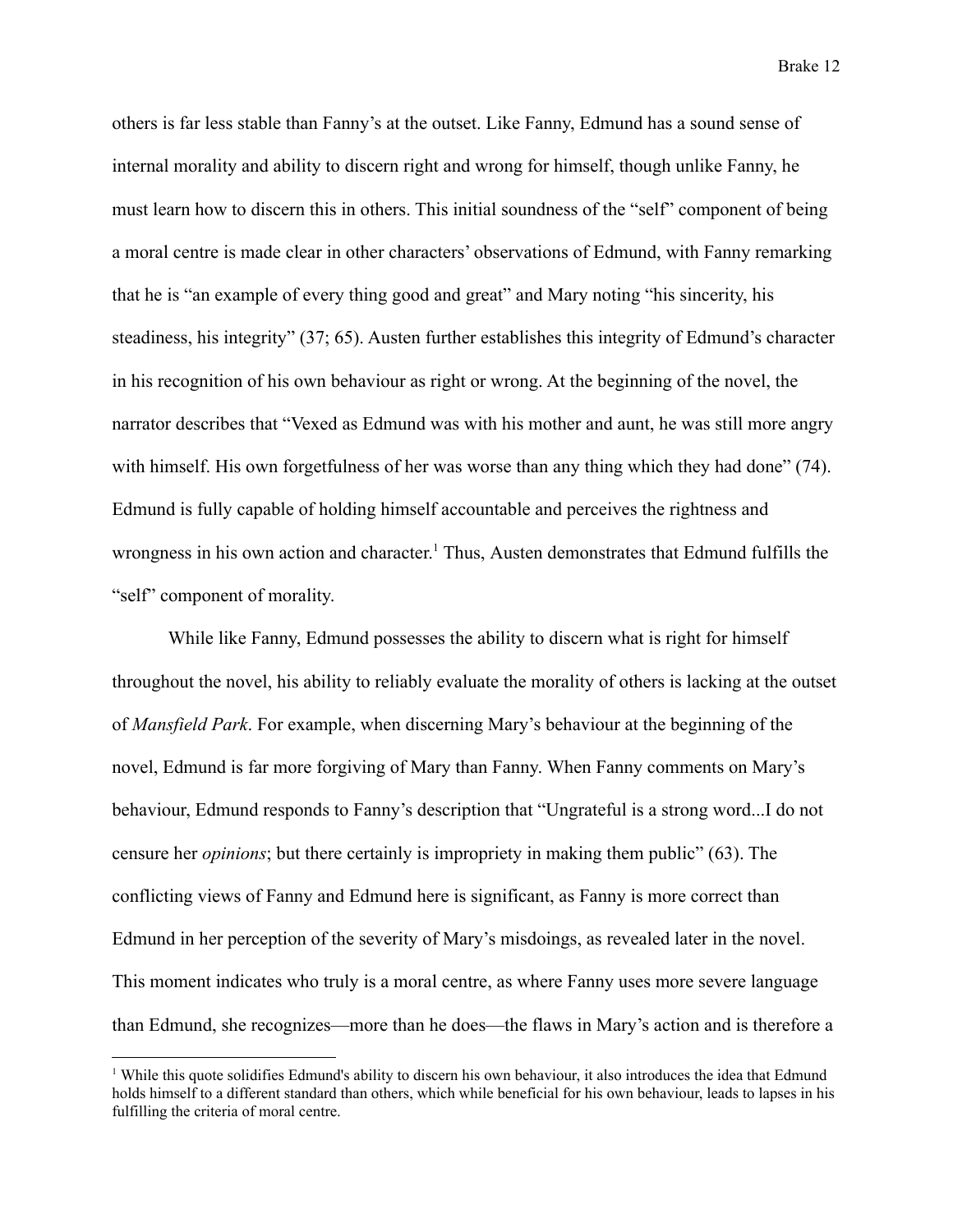others is far less stable than Fanny's at the outset. Like Fanny, Edmund has a sound sense of internal morality and ability to discern right and wrong for himself, though unlike Fanny, he must learn how to discern this in others. This initial soundness of the "self" component of being a moral centre is made clear in other characters' observations of Edmund, with Fanny remarking that he is "an example of every thing good and great" and Mary noting "his sincerity, his steadiness, his integrity" (37; 65). Austen further establishes this integrity of Edmund's character in his recognition of his own behaviour as right or wrong. At the beginning of the novel, the narrator describes that "Vexed as Edmund was with his mother and aunt, he was still more angry with himself. His own forgetfulness of her was worse than any thing which they had done" (74). Edmund is fully capable of holding himself accountable and perceives the rightness and wrongness in his own action and character.[1] Thus, Austen demonstrates that Edmund fulfills the "self" component of morality.

While like Fanny, Edmund possesses the ability to discern what is right for himself throughout the novel, his ability to reliably evaluate the morality of others is lacking at the outset of *Mansfield Park*. For example, when discerning Mary's behaviour at the beginning of the novel, Edmund is far more forgiving of Mary than Fanny. When Fanny comments on Mary's behaviour, Edmund responds to Fanny's description that "Ungrateful is a strong word...I do not censure her *opinions*; but there certainly is impropriety in making them public" (63). The conflicting views of Fanny and Edmund here is significant, as Fanny is more correct than Edmund in her perception of the severity of Mary's misdoings, as revealed later in the novel. This moment indicates who truly is a moral centre, as where Fanny uses more severe language than Edmund, she recognizes—more than he does—the flaws in Mary's action and is therefore a

[1] While this quote solidifies Edmund's ability to discern his own behaviour, it also introduces the idea that Edmund holds himself to a different standard than others, which while beneficial for his own behaviour, leads to lapses in his fulfilling the criteria of moral centre.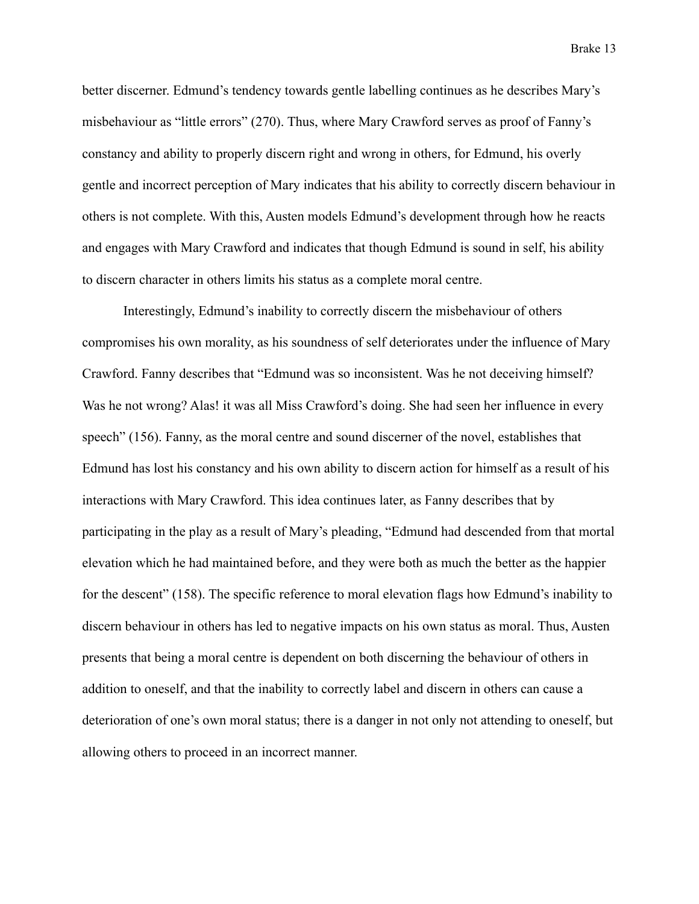better discerner. Edmund's tendency towards gentle labelling continues as he describes Mary's misbehaviour as "little errors" (270). Thus, where Mary Crawford serves as proof of Fanny's constancy and ability to properly discern right and wrong in others, for Edmund, his overly gentle and incorrect perception of Mary indicates that his ability to correctly discern behaviour in others is not complete. With this, Austen models Edmund's development through how he reacts and engages with Mary Crawford and indicates that though Edmund is sound in self, his ability to discern character in others limits his status as a complete moral centre.

Interestingly, Edmund's inability to correctly discern the misbehaviour of others compromises his own morality, as his soundness of self deteriorates under the influence of Mary Crawford. Fanny describes that "Edmund was so inconsistent. Was he not deceiving himself? Was he not wrong? Alas! it was all Miss Crawford's doing. She had seen her influence in every speech" (156). Fanny, as the moral centre and sound discerner of the novel, establishes that Edmund has lost his constancy and his own ability to discern action for himself as a result of his interactions with Mary Crawford. This idea continues later, as Fanny describes that by participating in the play as a result of Mary's pleading, "Edmund had descended from that mortal elevation which he had maintained before, and they were both as much the better as the happier for the descent" (158). The specific reference to moral elevation flags how Edmund's inability to discern behaviour in others has led to negative impacts on his own status as moral. Thus, Austen presents that being a moral centre is dependent on both discerning the behaviour of others in addition to oneself, and that the inability to correctly label and discern in others can cause a deterioration of one's own moral status; there is a danger in not only not attending to oneself, but allowing others to proceed in an incorrect manner.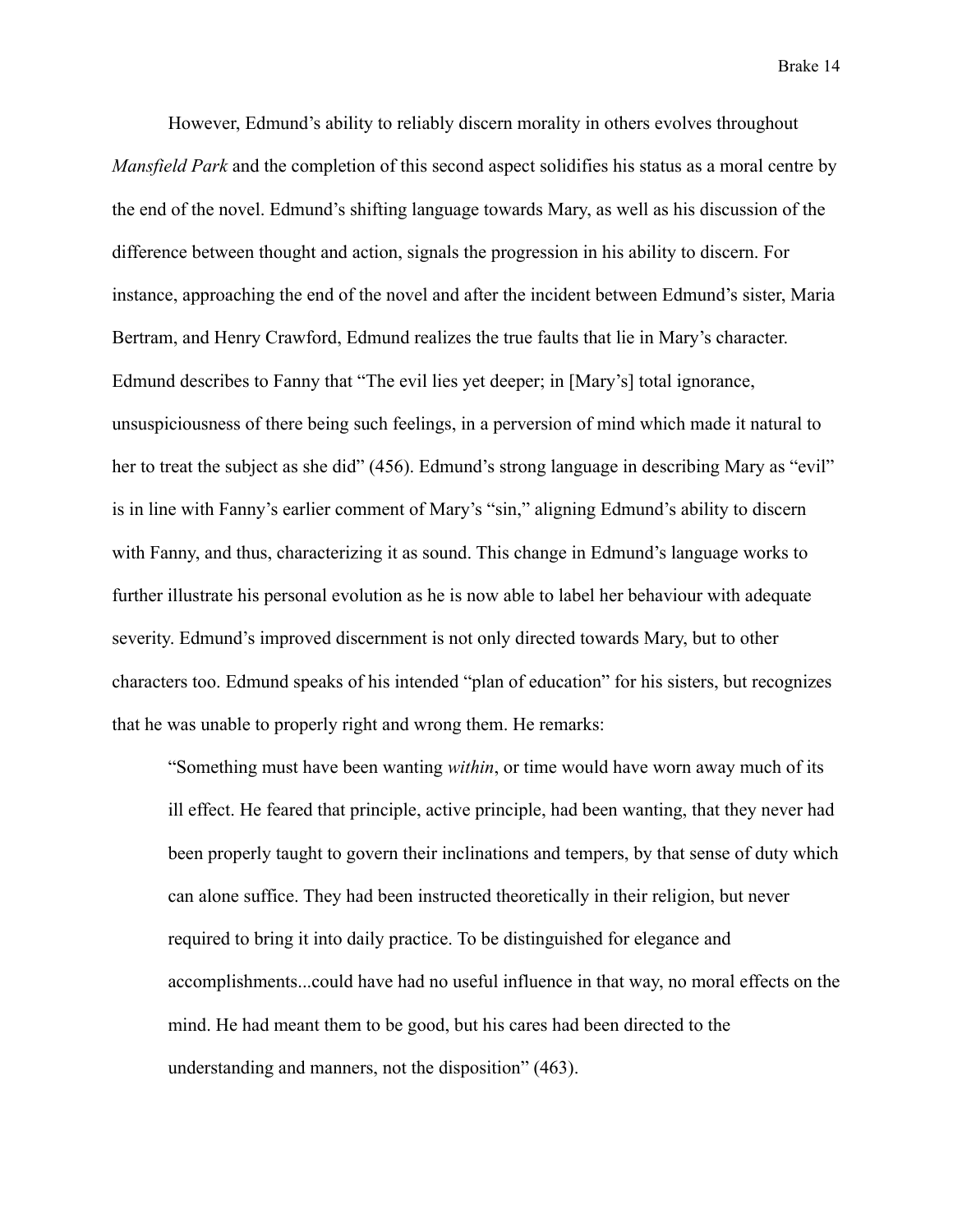However, Edmund's ability to reliably discern morality in others evolves throughout *Mansfield Park* and the completion of this second aspect solidifies his status as a moral centre by the end of the novel. Edmund's shifting language towards Mary, as well as his discussion of the difference between thought and action, signals the progression in his ability to discern. For instance, approaching the end of the novel and after the incident between Edmund's sister, Maria Bertram, and Henry Crawford, Edmund realizes the true faults that lie in Mary's character. Edmund describes to Fanny that "The evil lies yet deeper; in [Mary's] total ignorance, unsuspiciousness of there being such feelings, in a perversion of mind which made it natural to her to treat the subject as she did" (456). Edmund's strong language in describing Mary as "evil" is in line with Fanny's earlier comment of Mary's "sin," aligning Edmund's ability to discern with Fanny, and thus, characterizing it as sound. This change in Edmund's language works to further illustrate his personal evolution as he is now able to label her behaviour with adequate severity. Edmund's improved discernment is not only directed towards Mary, but to other characters too. Edmund speaks of his intended "plan of education" for his sisters, but recognizes that he was unable to properly right and wrong them. He remarks:

> "Something must have been wanting *within*, or time would have worn away much of its ill effect. He feared that principle, active principle, had been wanting, that they never had been properly taught to govern their inclinations and tempers, by that sense of duty which can alone suffice. They had been instructed theoretically in their religion, but never required to bring it into daily practice. To be distinguished for elegance and accomplishments...could have had no useful influence in that way, no moral effects on the mind. He had meant them to be good, but his cares had been directed to the understanding and manners, not the disposition" (463).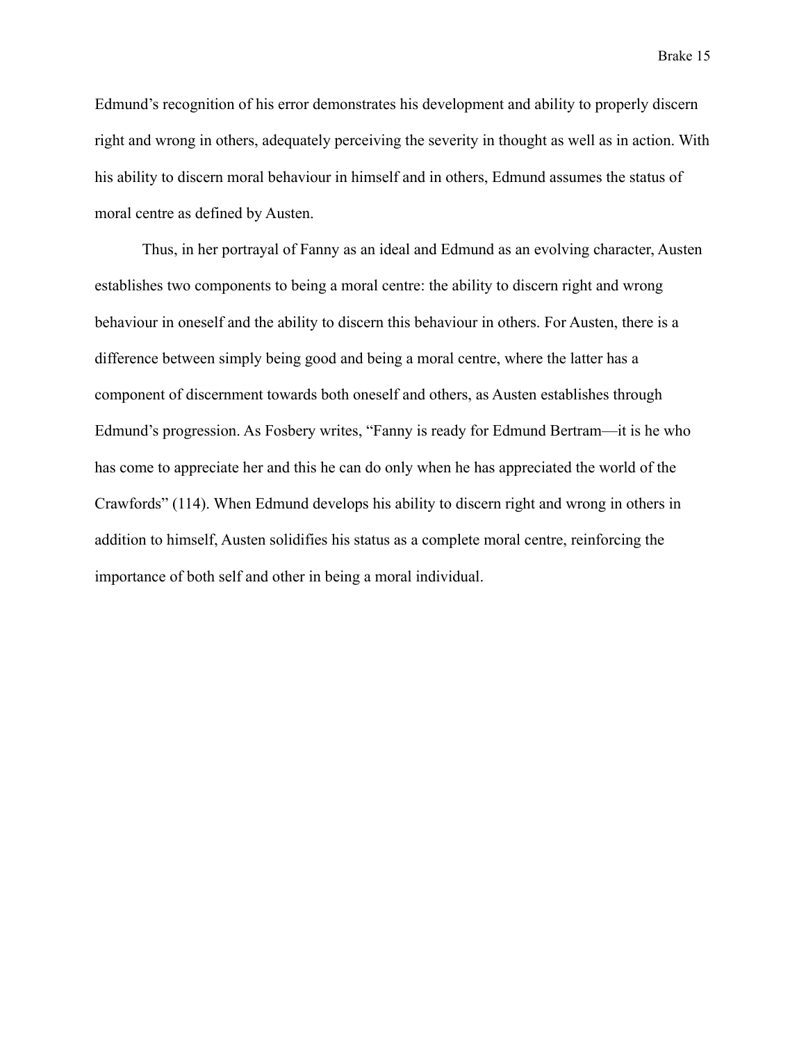Edmund’s recognition of his error demonstrates his development and ability to properly discern right and wrong in others, adequately perceiving the severity in thought as well as in action. With his ability to discern moral behaviour in himself and in others, Edmund assumes the status of moral centre as defined by Austen.

Thus, in her portrayal of Fanny as an ideal and Edmund as an evolving character, Austen establishes two components to being a moral centre: the ability to discern right and wrong behaviour in oneself and the ability to discern this behaviour in others. For Austen, there is a difference between simply being good and being a moral centre, where the latter has a component of discernment towards both oneself and others, as Austen establishes through Edmund’s progression. As Fosbery writes, “Fanny is ready for Edmund Bertram—it is he who has come to appreciate her and this he can do only when he has appreciated the world of the Crawfords” (114). When Edmund develops his ability to discern right and wrong in others in addition to himself, Austen solidifies his status as a complete moral centre, reinforcing the importance of both self and other in being a moral individual.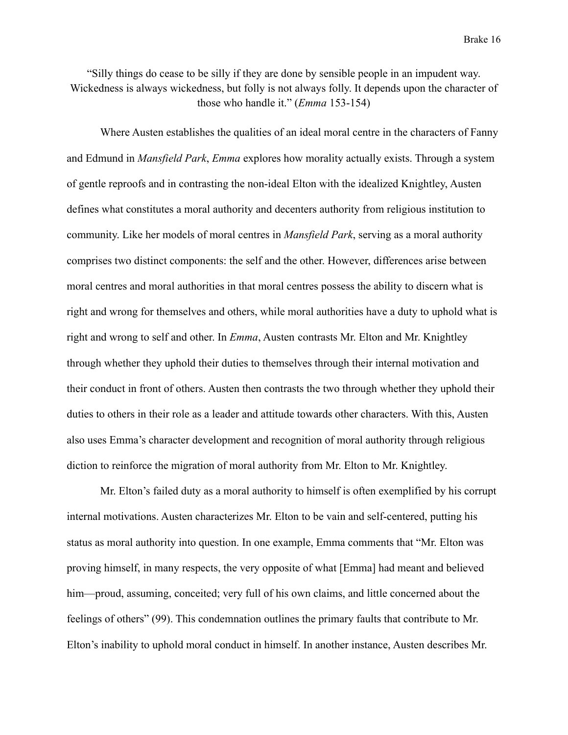"Silly things do cease to be silly if they are done by sensible people in an impudent way. Wickedness is always wickedness, but folly is not always folly. It depends upon the character of those who handle it." (*Emma* 153-154)

Where Austen establishes the qualities of an ideal moral centre in the characters of Fanny and Edmund in *Mansfield Park*, *Emma* explores how morality actually exists. Through a system of gentle reproofs and in contrasting the non-ideal Elton with the idealized Knightley, Austen defines what constitutes a moral authority and decenters authority from religious institution to community. Like her models of moral centres in *Mansfield Park*, serving as a moral authority comprises two distinct components: the self and the other. However, differences arise between moral centres and moral authorities in that moral centres possess the ability to discern what is right and wrong for themselves and others, while moral authorities have a duty to uphold what is right and wrong to self and other. In *Emma*, Austen contrasts Mr. Elton and Mr. Knightley through whether they uphold their duties to themselves through their internal motivation and their conduct in front of others. Austen then contrasts the two through whether they uphold their duties to others in their role as a leader and attitude towards other characters. With this, Austen also uses Emma's character development and recognition of moral authority through religious diction to reinforce the migration of moral authority from Mr. Elton to Mr. Knightley.

Mr. Elton's failed duty as a moral authority to himself is often exemplified by his corrupt internal motivations. Austen characterizes Mr. Elton to be vain and self-centered, putting his status as moral authority into question. In one example, Emma comments that "Mr. Elton was proving himself, in many respects, the very opposite of what [Emma] had meant and believed him—proud, assuming, conceited; very full of his own claims, and little concerned about the feelings of others" (99). This condemnation outlines the primary faults that contribute to Mr. Elton's inability to uphold moral conduct in himself. In another instance, Austen describes Mr.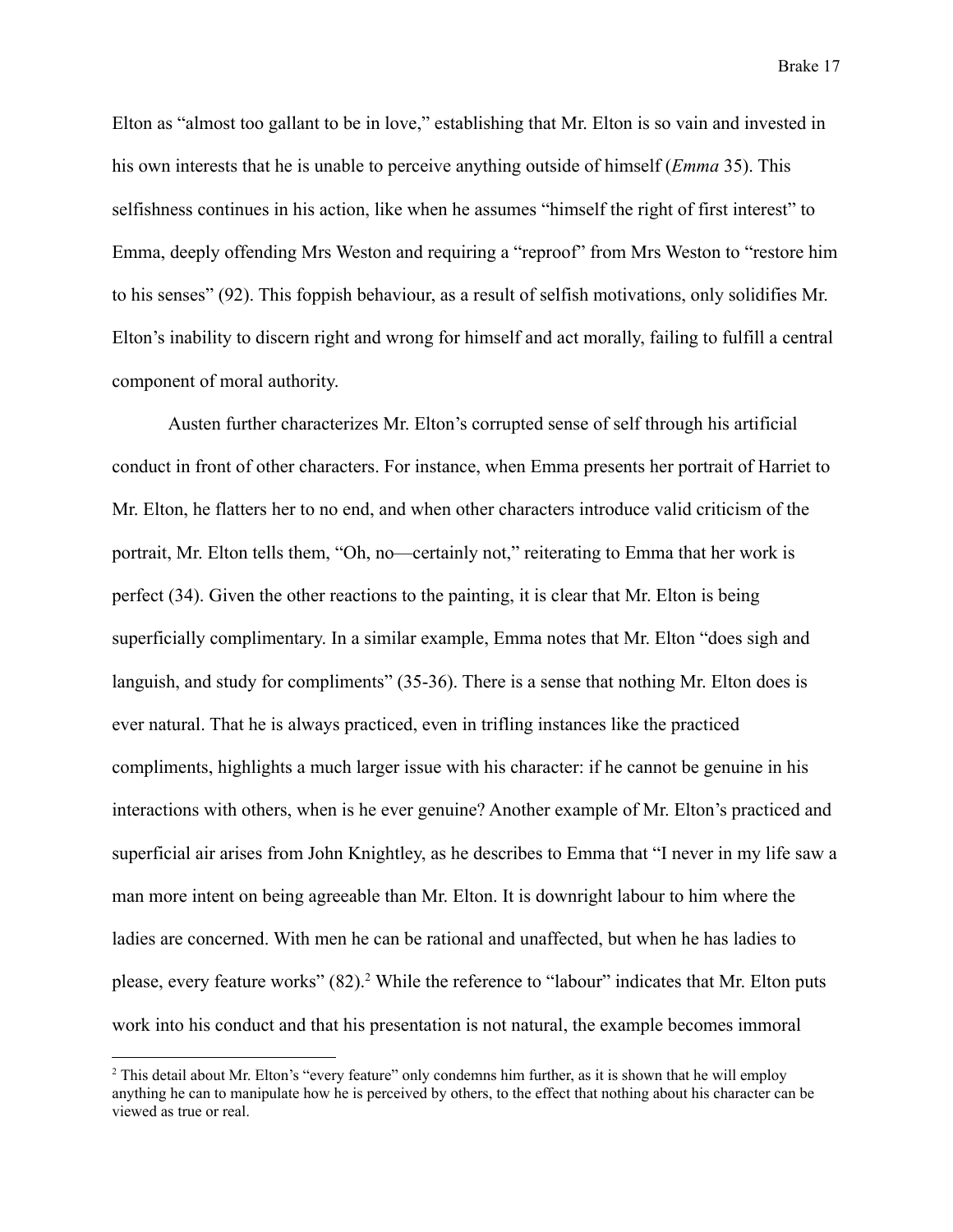Elton as “almost too gallant to be in love,” establishing that Mr. Elton is so vain and invested in his own interests that he is unable to perceive anything outside of himself (*Emma* 35). This selfishness continues in his action, like when he assumes “himself the right of first interest” to Emma, deeply offending Mrs Weston and requiring a “reproof” from Mrs Weston to “restore him to his senses” (92). This foppish behaviour, as a result of selfish motivations, only solidifies Mr. Elton’s inability to discern right and wrong for himself and act morally, failing to fulfill a central component of moral authority.

Austen further characterizes Mr. Elton’s corrupted sense of self through his artificial conduct in front of other characters. For instance, when Emma presents her portrait of Harriet to Mr. Elton, he flatters her to no end, and when other characters introduce valid criticism of the portrait, Mr. Elton tells them, “Oh, no—certainly not,” reiterating to Emma that her work is perfect (34). Given the other reactions to the painting, it is clear that Mr. Elton is being superficially complimentary. In a similar example, Emma notes that Mr. Elton “does sigh and languish, and study for compliments” (35-36). There is a sense that nothing Mr. Elton does is ever natural. That he is always practiced, even in trifling instances like the practiced compliments, highlights a much larger issue with his character: if he cannot be genuine in his interactions with others, when is he ever genuine? Another example of Mr. Elton’s practiced and superficial air arises from John Knightley, as he describes to Emma that “I never in my life saw a man more intent on being agreeable than Mr. Elton. It is downright labour to him where the ladies are concerned. With men he can be rational and unaffected, but when he has ladies to please, every feature works” (82).[2] While the reference to “labour” indicates that Mr. Elton puts work into his conduct and that his presentation is not natural, the example becomes immoral

[2] This detail about Mr. Elton’s “every feature” only condemns him further, as it is shown that he will employ anything he can to manipulate how he is perceived by others, to the effect that nothing about his character can be viewed as true or real.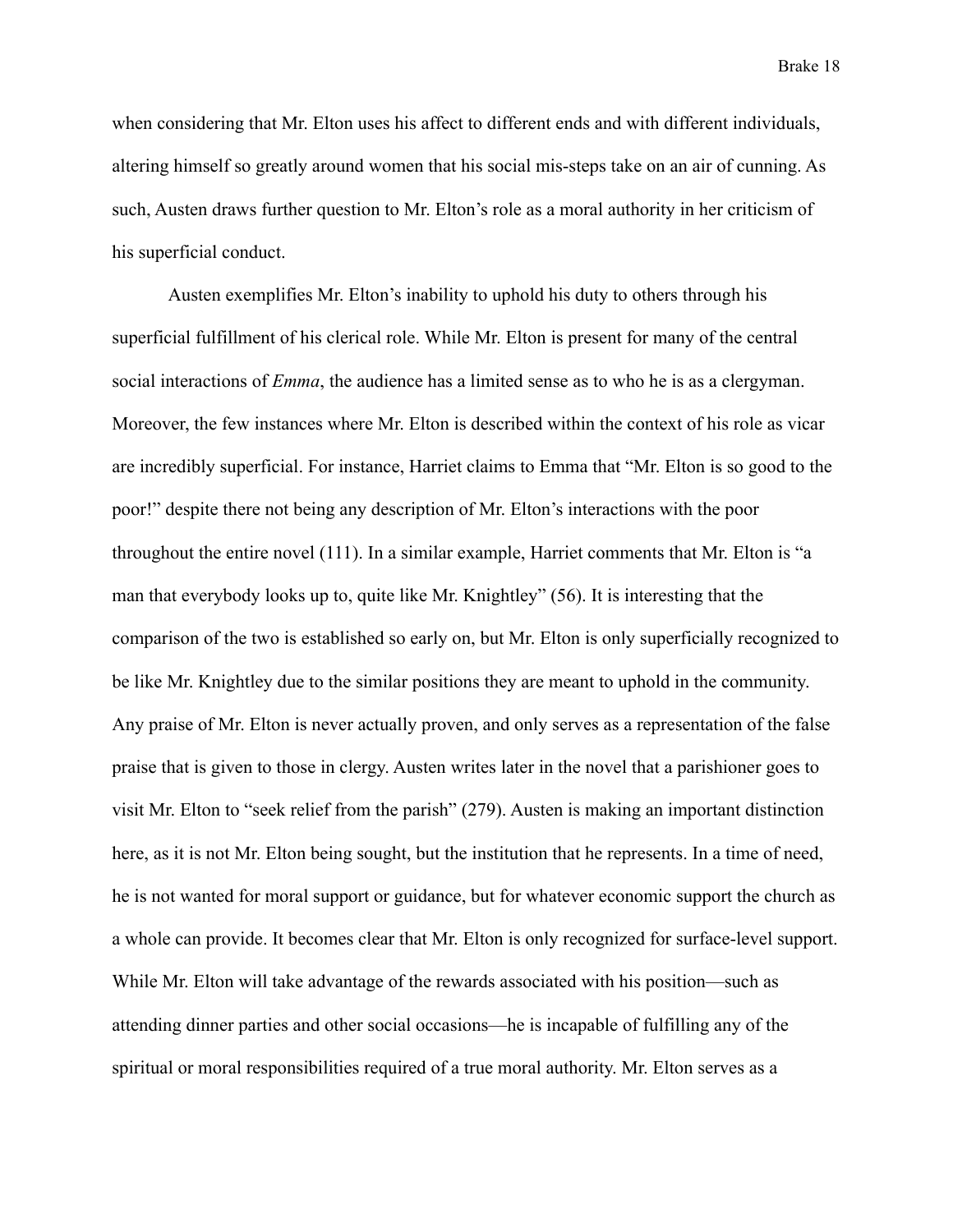when considering that Mr. Elton uses his affect to different ends and with different individuals, altering himself so greatly around women that his social mis-steps take on an air of cunning. As such, Austen draws further question to Mr. Elton's role as a moral authority in her criticism of his superficial conduct.

Austen exemplifies Mr. Elton's inability to uphold his duty to others through his superficial fulfillment of his clerical role. While Mr. Elton is present for many of the central social interactions of *Emma*, the audience has a limited sense as to who he is as a clergyman. Moreover, the few instances where Mr. Elton is described within the context of his role as vicar are incredibly superficial. For instance, Harriet claims to Emma that "Mr. Elton is so good to the poor!" despite there not being any description of Mr. Elton's interactions with the poor throughout the entire novel (111). In a similar example, Harriet comments that Mr. Elton is "a man that everybody looks up to, quite like Mr. Knightley" (56). It is interesting that the comparison of the two is established so early on, but Mr. Elton is only superficially recognized to be like Mr. Knightley due to the similar positions they are meant to uphold in the community. Any praise of Mr. Elton is never actually proven, and only serves as a representation of the false praise that is given to those in clergy. Austen writes later in the novel that a parishioner goes to visit Mr. Elton to "seek relief from the parish" (279). Austen is making an important distinction here, as it is not Mr. Elton being sought, but the institution that he represents. In a time of need, he is not wanted for moral support or guidance, but for whatever economic support the church as a whole can provide. It becomes clear that Mr. Elton is only recognized for surface-level support. While Mr. Elton will take advantage of the rewards associated with his position—such as attending dinner parties and other social occasions—he is incapable of fulfilling any of the spiritual or moral responsibilities required of a true moral authority. Mr. Elton serves as a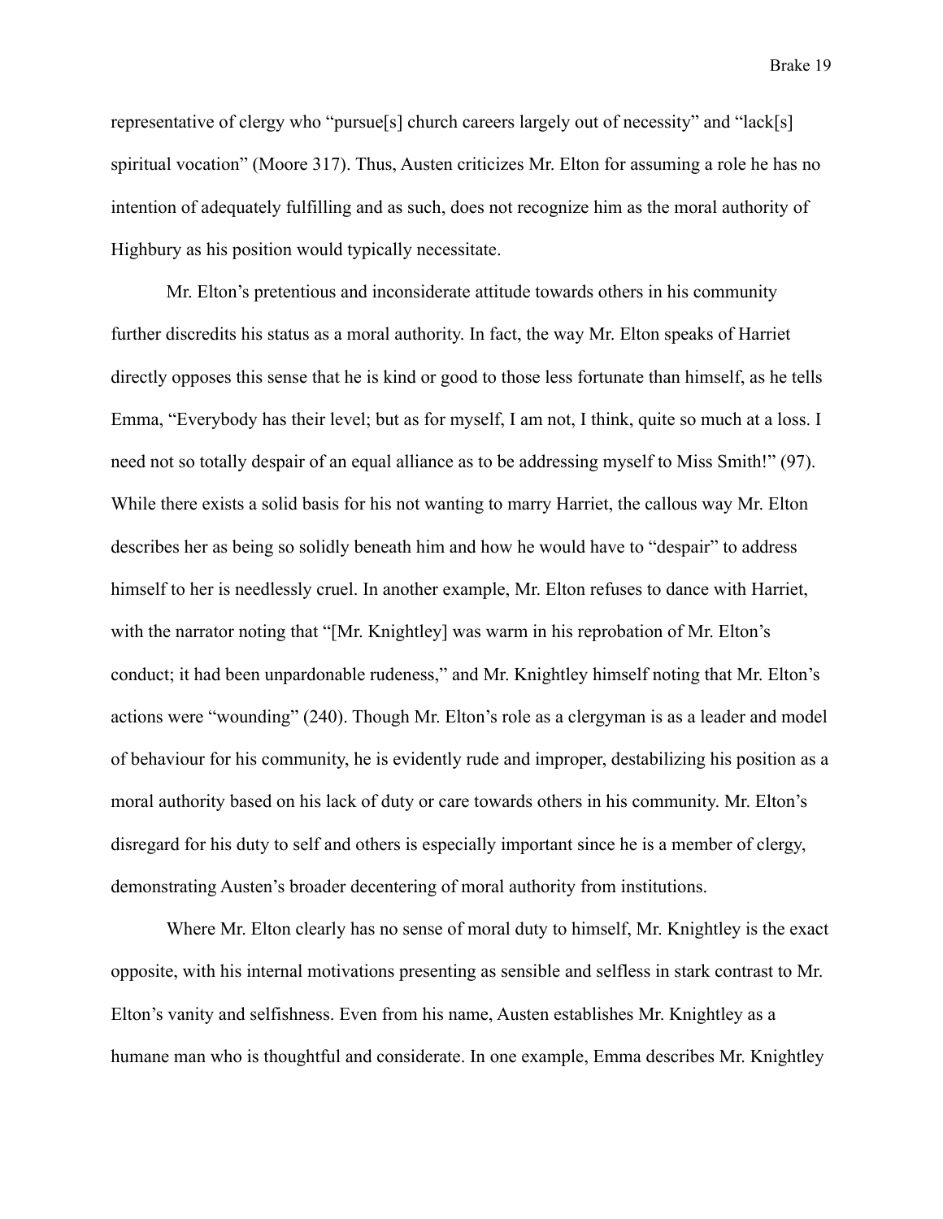representative of clergy who "pursue[s] church careers largely out of necessity" and "lack[s] spiritual vocation" (Moore 317). Thus, Austen criticizes Mr. Elton for assuming a role he has no intention of adequately fulfilling and as such, does not recognize him as the moral authority of Highbury as his position would typically necessitate.

Mr. Elton's pretentious and inconsiderate attitude towards others in his community further discredits his status as a moral authority. In fact, the way Mr. Elton speaks of Harriet directly opposes this sense that he is kind or good to those less fortunate than himself, as he tells Emma, "Everybody has their level; but as for myself, I am not, I think, quite so much at a loss. I need not so totally despair of an equal alliance as to be addressing myself to Miss Smith!" (97). While there exists a solid basis for his not wanting to marry Harriet, the callous way Mr. Elton describes her as being so solidly beneath him and how he would have to "despair" to address himself to her is needlessly cruel. In another example, Mr. Elton refuses to dance with Harriet, with the narrator noting that "[Mr. Knightley] was warm in his reprobation of Mr. Elton's conduct; it had been unpardonable rudeness," and Mr. Knightley himself noting that Mr. Elton's actions were "wounding" (240). Though Mr. Elton's role as a clergyman is as a leader and model of behaviour for his community, he is evidently rude and improper, destabilizing his position as a moral authority based on his lack of duty or care towards others in his community. Mr. Elton's disregard for his duty to self and others is especially important since he is a member of clergy, demonstrating Austen's broader decentering of moral authority from institutions.

Where Mr. Elton clearly has no sense of moral duty to himself, Mr. Knightley is the exact opposite, with his internal motivations presenting as sensible and selfless in stark contrast to Mr. Elton's vanity and selfishness. Even from his name, Austen establishes Mr. Knightley as a humane man who is thoughtful and considerate. In one example, Emma describes Mr. Knightley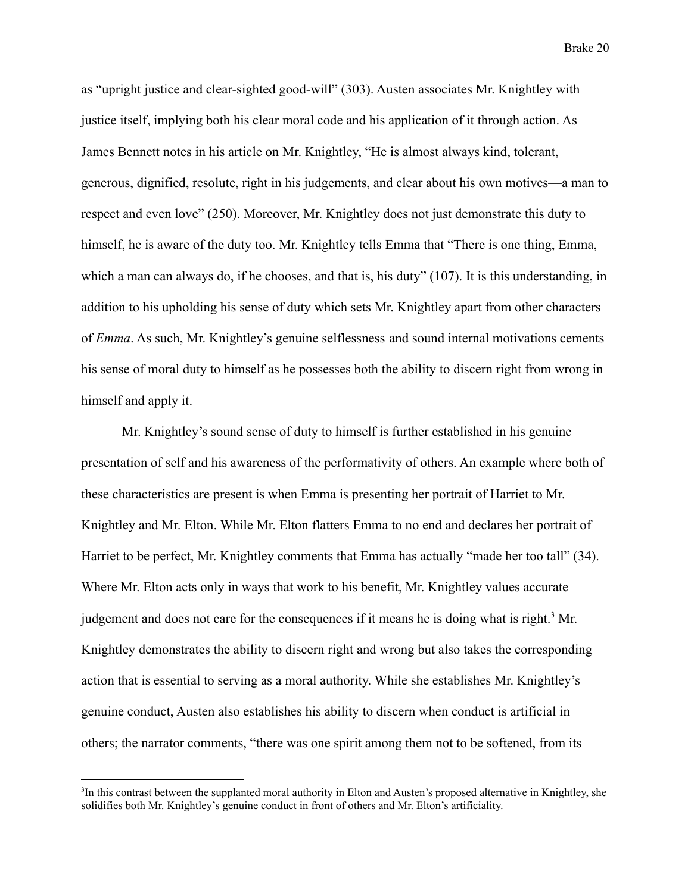as "upright justice and clear-sighted good-will" (303). Austen associates Mr. Knightley with justice itself, implying both his clear moral code and his application of it through action. As James Bennett notes in his article on Mr. Knightley, "He is almost always kind, tolerant, generous, dignified, resolute, right in his judgements, and clear about his own motives—a man to respect and even love" (250). Moreover, Mr. Knightley does not just demonstrate this duty to himself, he is aware of the duty too. Mr. Knightley tells Emma that "There is one thing, Emma, which a man can always do, if he chooses, and that is, his duty" (107). It is this understanding, in addition to his upholding his sense of duty which sets Mr. Knightley apart from other characters of *Emma*. As such, Mr. Knightley's genuine selflessness and sound internal motivations cements his sense of moral duty to himself as he possesses both the ability to discern right from wrong in himself and apply it.

Mr. Knightley's sound sense of duty to himself is further established in his genuine presentation of self and his awareness of the performativity of others. An example where both of these characteristics are present is when Emma is presenting her portrait of Harriet to Mr. Knightley and Mr. Elton. While Mr. Elton flatters Emma to no end and declares her portrait of Harriet to be perfect, Mr. Knightley comments that Emma has actually "made her too tall" (34). Where Mr. Elton acts only in ways that work to his benefit, Mr. Knightley values accurate judgement and does not care for the consequences if it means he is doing what is right.[3] Mr. Knightley demonstrates the ability to discern right and wrong but also takes the corresponding action that is essential to serving as a moral authority. While she establishes Mr. Knightley's genuine conduct, Austen also establishes his ability to discern when conduct is artificial in others; the narrator comments, "there was one spirit among them not to be softened, from its

[3]In this contrast between the supplanted moral authority in Elton and Austen's proposed alternative in Knightley, she solidifies both Mr. Knightley's genuine conduct in front of others and Mr. Elton's artificiality.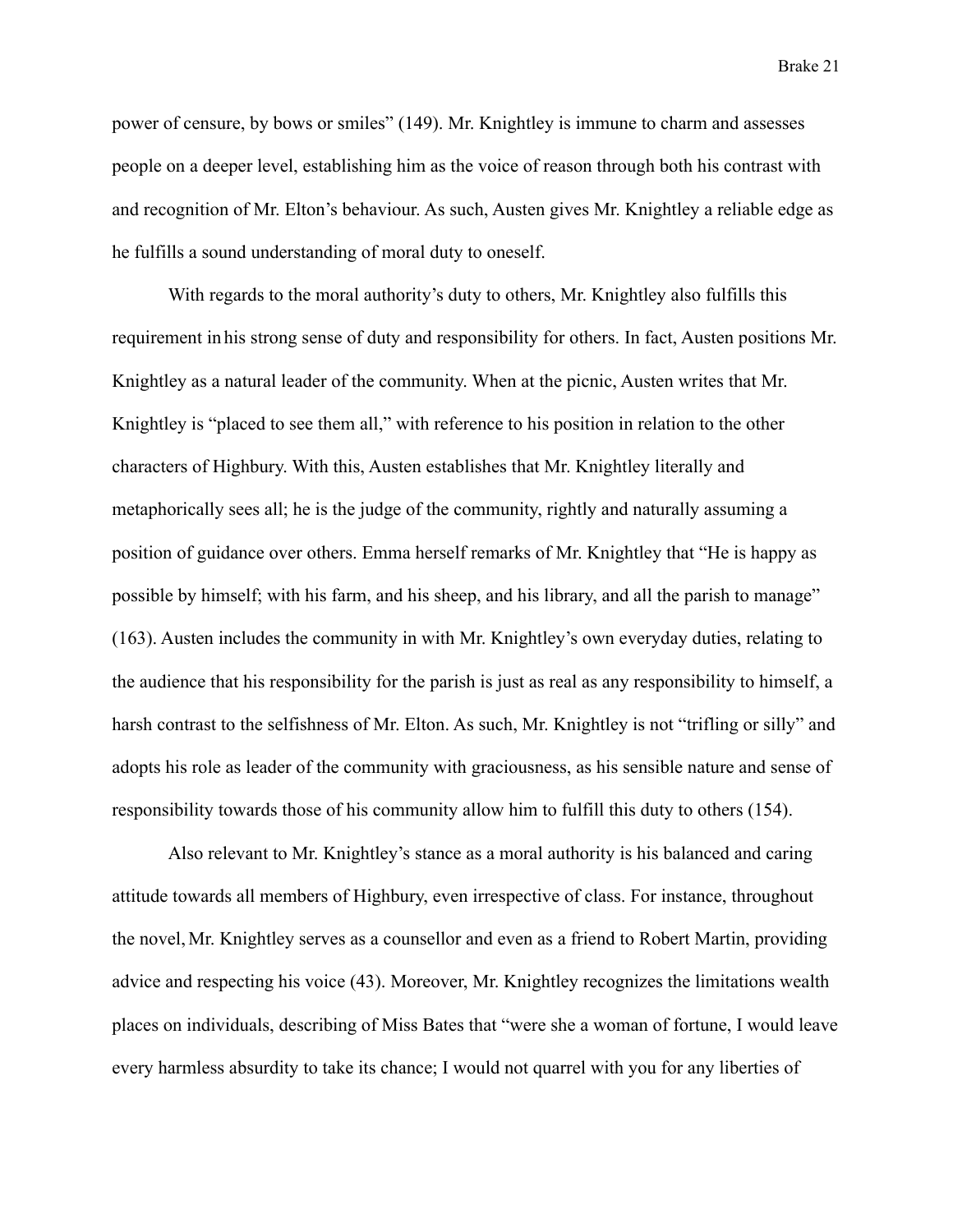power of censure, by bows or smiles" (149). Mr. Knightley is immune to charm and assesses people on a deeper level, establishing him as the voice of reason through both his contrast with and recognition of Mr. Elton's behaviour. As such, Austen gives Mr. Knightley a reliable edge as he fulfills a sound understanding of moral duty to oneself.

With regards to the moral authority's duty to others, Mr. Knightley also fulfills this requirement in his strong sense of duty and responsibility for others. In fact, Austen positions Mr. Knightley as a natural leader of the community. When at the picnic, Austen writes that Mr. Knightley is "placed to see them all," with reference to his position in relation to the other characters of Highbury. With this, Austen establishes that Mr. Knightley literally and metaphorically sees all; he is the judge of the community, rightly and naturally assuming a position of guidance over others. Emma herself remarks of Mr. Knightley that "He is happy as possible by himself; with his farm, and his sheep, and his library, and all the parish to manage" (163). Austen includes the community in with Mr. Knightley's own everyday duties, relating to the audience that his responsibility for the parish is just as real as any responsibility to himself, a harsh contrast to the selfishness of Mr. Elton. As such, Mr. Knightley is not "trifling or silly" and adopts his role as leader of the community with graciousness, as his sensible nature and sense of responsibility towards those of his community allow him to fulfill this duty to others (154).

Also relevant to Mr. Knightley's stance as a moral authority is his balanced and caring attitude towards all members of Highbury, even irrespective of class. For instance, throughout the novel, Mr. Knightley serves as a counsellor and even as a friend to Robert Martin, providing advice and respecting his voice (43). Moreover, Mr. Knightley recognizes the limitations wealth places on individuals, describing of Miss Bates that "were she a woman of fortune, I would leave every harmless absurdity to take its chance; I would not quarrel with you for any liberties of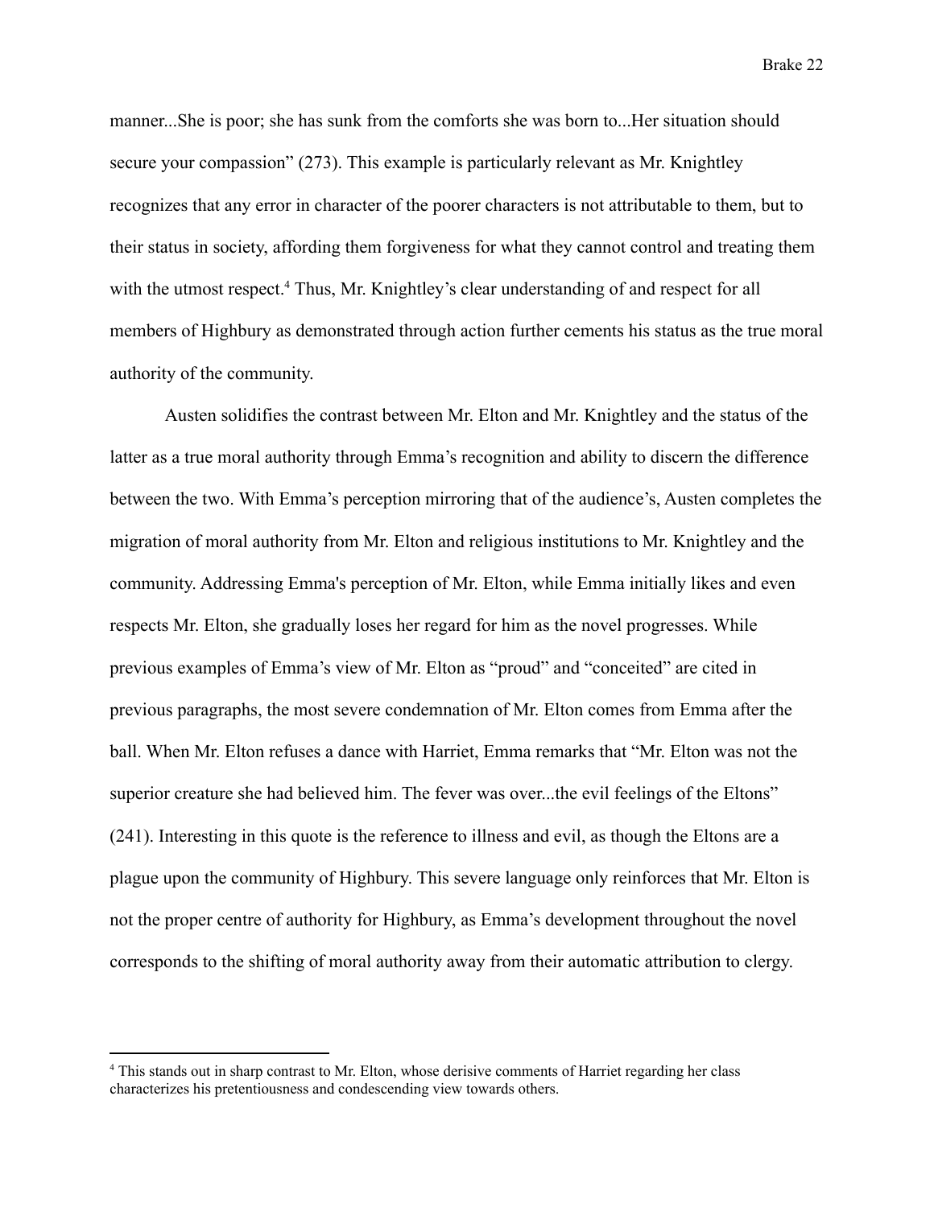manner...She is poor; she has sunk from the comforts she was born to...Her situation should secure your compassion" (273). This example is particularly relevant as Mr. Knightley recognizes that any error in character of the poorer characters is not attributable to them, but to their status in society, affording them forgiveness for what they cannot control and treating them with the utmost respect.[4] Thus, Mr. Knightley's clear understanding of and respect for all members of Highbury as demonstrated through action further cements his status as the true moral authority of the community.

Austen solidifies the contrast between Mr. Elton and Mr. Knightley and the status of the latter as a true moral authority through Emma's recognition and ability to discern the difference between the two. With Emma's perception mirroring that of the audience's, Austen completes the migration of moral authority from Mr. Elton and religious institutions to Mr. Knightley and the community. Addressing Emma's perception of Mr. Elton, while Emma initially likes and even respects Mr. Elton, she gradually loses her regard for him as the novel progresses. While previous examples of Emma's view of Mr. Elton as "proud" and "conceited" are cited in previous paragraphs, the most severe condemnation of Mr. Elton comes from Emma after the ball. When Mr. Elton refuses a dance with Harriet, Emma remarks that "Mr. Elton was not the superior creature she had believed him. The fever was over...the evil feelings of the Eltons" (241). Interesting in this quote is the reference to illness and evil, as though the Eltons are a plague upon the community of Highbury. This severe language only reinforces that Mr. Elton is not the proper centre of authority for Highbury, as Emma's development throughout the novel corresponds to the shifting of moral authority away from their automatic attribution to clergy.

[4] This stands out in sharp contrast to Mr. Elton, whose derisive comments of Harriet regarding her class characterizes his pretentiousness and condescending view towards others.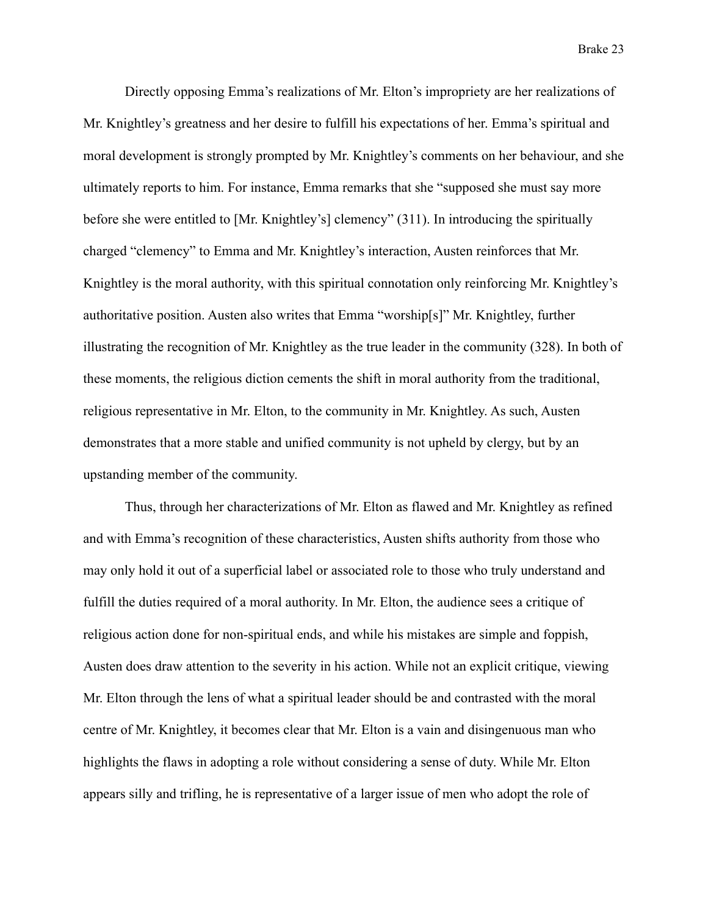Directly opposing Emma's realizations of Mr. Elton's impropriety are her realizations of Mr. Knightley's greatness and her desire to fulfill his expectations of her. Emma's spiritual and moral development is strongly prompted by Mr. Knightley's comments on her behaviour, and she ultimately reports to him. For instance, Emma remarks that she "supposed she must say more before she were entitled to [Mr. Knightley's] clemency" (311). In introducing the spiritually charged "clemency" to Emma and Mr. Knightley's interaction, Austen reinforces that Mr. Knightley is the moral authority, with this spiritual connotation only reinforcing Mr. Knightley's authoritative position. Austen also writes that Emma "worship[s]" Mr. Knightley, further illustrating the recognition of Mr. Knightley as the true leader in the community (328). In both of these moments, the religious diction cements the shift in moral authority from the traditional, religious representative in Mr. Elton, to the community in Mr. Knightley. As such, Austen demonstrates that a more stable and unified community is not upheld by clergy, but by an upstanding member of the community.

Thus, through her characterizations of Mr. Elton as flawed and Mr. Knightley as refined and with Emma's recognition of these characteristics, Austen shifts authority from those who may only hold it out of a superficial label or associated role to those who truly understand and fulfill the duties required of a moral authority. In Mr. Elton, the audience sees a critique of religious action done for non-spiritual ends, and while his mistakes are simple and foppish, Austen does draw attention to the severity in his action. While not an explicit critique, viewing Mr. Elton through the lens of what a spiritual leader should be and contrasted with the moral centre of Mr. Knightley, it becomes clear that Mr. Elton is a vain and disingenuous man who highlights the flaws in adopting a role without considering a sense of duty. While Mr. Elton appears silly and trifling, he is representative of a larger issue of men who adopt the role of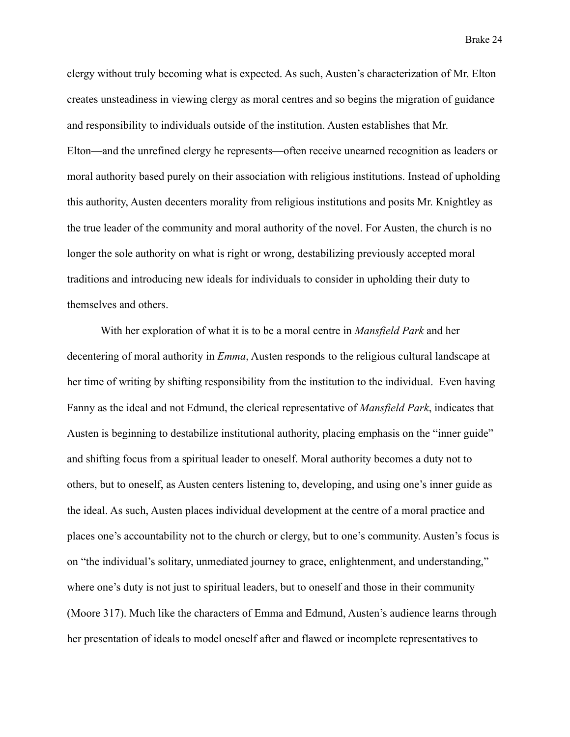clergy without truly becoming what is expected. As such, Austen's characterization of Mr. Elton creates unsteadiness in viewing clergy as moral centres and so begins the migration of guidance and responsibility to individuals outside of the institution. Austen establishes that Mr. Elton—and the unrefined clergy he represents—often receive unearned recognition as leaders or moral authority based purely on their association with religious institutions. Instead of upholding this authority, Austen decenters morality from religious institutions and posits Mr. Knightley as the true leader of the community and moral authority of the novel. For Austen, the church is no longer the sole authority on what is right or wrong, destabilizing previously accepted moral traditions and introducing new ideals for individuals to consider in upholding their duty to themselves and others.

With her exploration of what it is to be a moral centre in *Mansfield Park* and her decentering of moral authority in *Emma*, Austen responds to the religious cultural landscape at her time of writing by shifting responsibility from the institution to the individual. Even having Fanny as the ideal and not Edmund, the clerical representative of *Mansfield Park*, indicates that Austen is beginning to destabilize institutional authority, placing emphasis on the "inner guide" and shifting focus from a spiritual leader to oneself. Moral authority becomes a duty not to others, but to oneself, as Austen centers listening to, developing, and using one's inner guide as the ideal. As such, Austen places individual development at the centre of a moral practice and places one's accountability not to the church or clergy, but to one's community. Austen's focus is on "the individual's solitary, unmediated journey to grace, enlightenment, and understanding," where one's duty is not just to spiritual leaders, but to oneself and those in their community (Moore 317). Much like the characters of Emma and Edmund, Austen's audience learns through her presentation of ideals to model oneself after and flawed or incomplete representatives to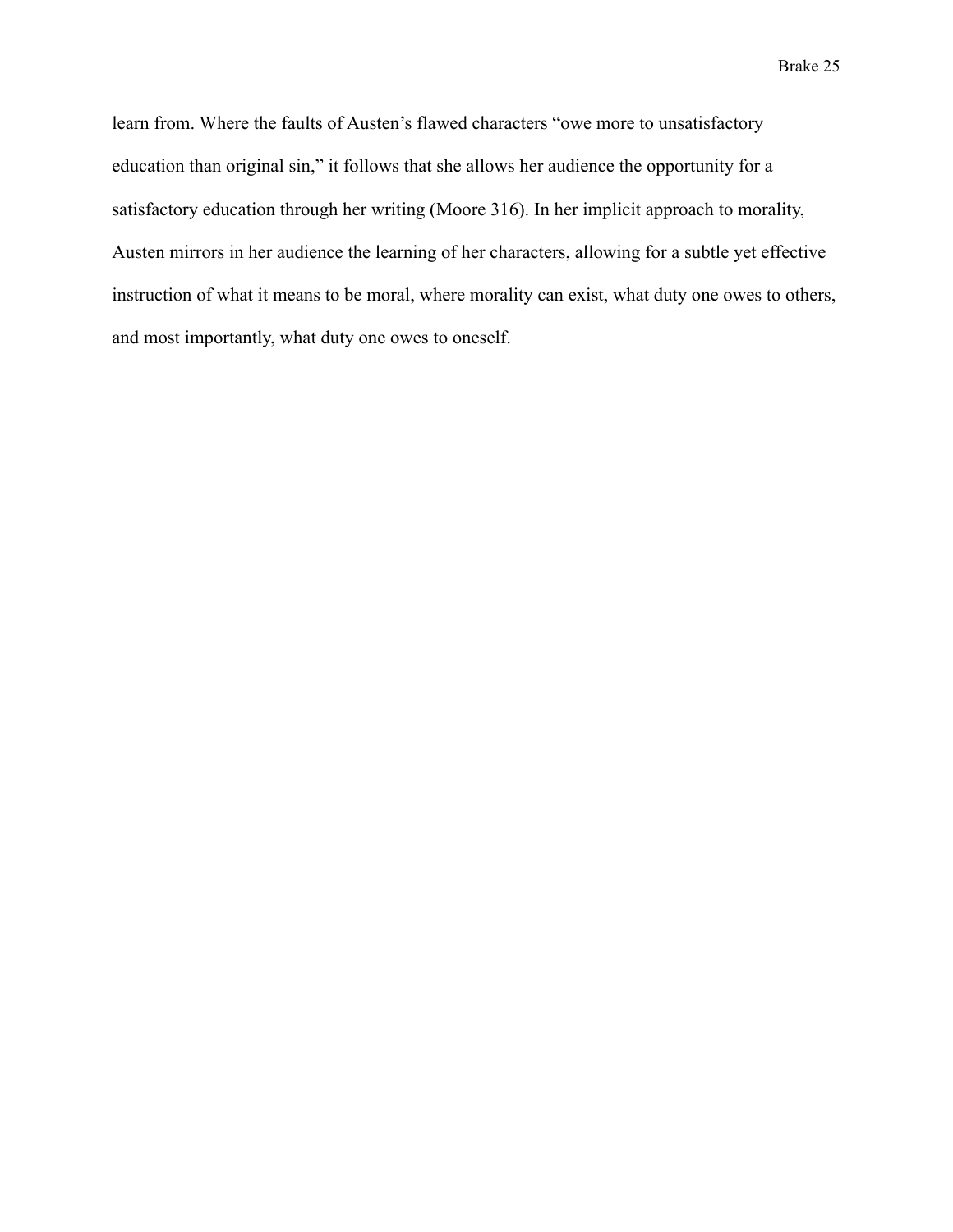learn from. Where the faults of Austen's flawed characters "owe more to unsatisfactory education than original sin," it follows that she allows her audience the opportunity for a satisfactory education through her writing (Moore 316). In her implicit approach to morality, Austen mirrors in her audience the learning of her characters, allowing for a subtle yet effective instruction of what it means to be moral, where morality can exist, what duty one owes to others, and most importantly, what duty one owes to oneself.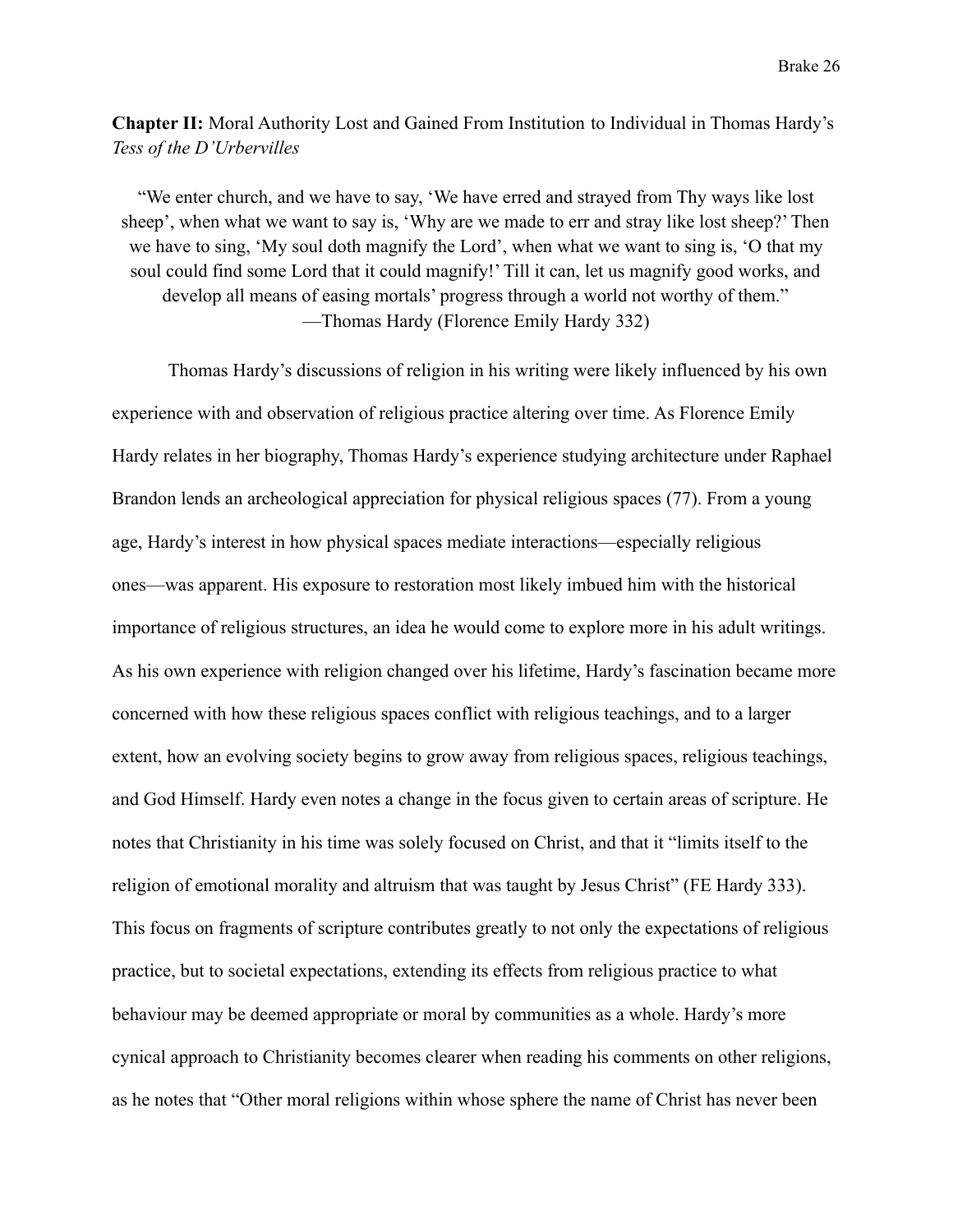**Chapter II:** Moral Authority Lost and Gained From Institution to Individual in Thomas Hardy's *Tess of the D'Urbervilles*

> "We enter church, and we have to say, 'We have erred and strayed from Thy ways like lost sheep', when what we want to say is, 'Why are we made to err and stray like lost sheep?' Then we have to sing, 'My soul doth magnify the Lord', when what we want to sing is, 'O that my soul could find some Lord that it could magnify!' Till it can, let us magnify good works, and develop all means of easing mortals' progress through a world not worthy of them."
> —Thomas Hardy (Florence Emily Hardy 332)

Thomas Hardy's discussions of religion in his writing were likely influenced by his own experience with and observation of religious practice altering over time. As Florence Emily Hardy relates in her biography, Thomas Hardy's experience studying architecture under Raphael Brandon lends an archeological appreciation for physical religious spaces (77). From a young age, Hardy's interest in how physical spaces mediate interactions—especially religious ones—was apparent. His exposure to restoration most likely imbued him with the historical importance of religious structures, an idea he would come to explore more in his adult writings. As his own experience with religion changed over his lifetime, Hardy's fascination became more concerned with how these religious spaces conflict with religious teachings, and to a larger extent, how an evolving society begins to grow away from religious spaces, religious teachings, and God Himself. Hardy even notes a change in the focus given to certain areas of scripture. He notes that Christianity in his time was solely focused on Christ, and that it "limits itself to the religion of emotional morality and altruism that was taught by Jesus Christ" (FE Hardy 333). This focus on fragments of scripture contributes greatly to not only the expectations of religious practice, but to societal expectations, extending its effects from religious practice to what behaviour may be deemed appropriate or moral by communities as a whole. Hardy's more cynical approach to Christianity becomes clearer when reading his comments on other religions, as he notes that "Other moral religions within whose sphere the name of Christ has never been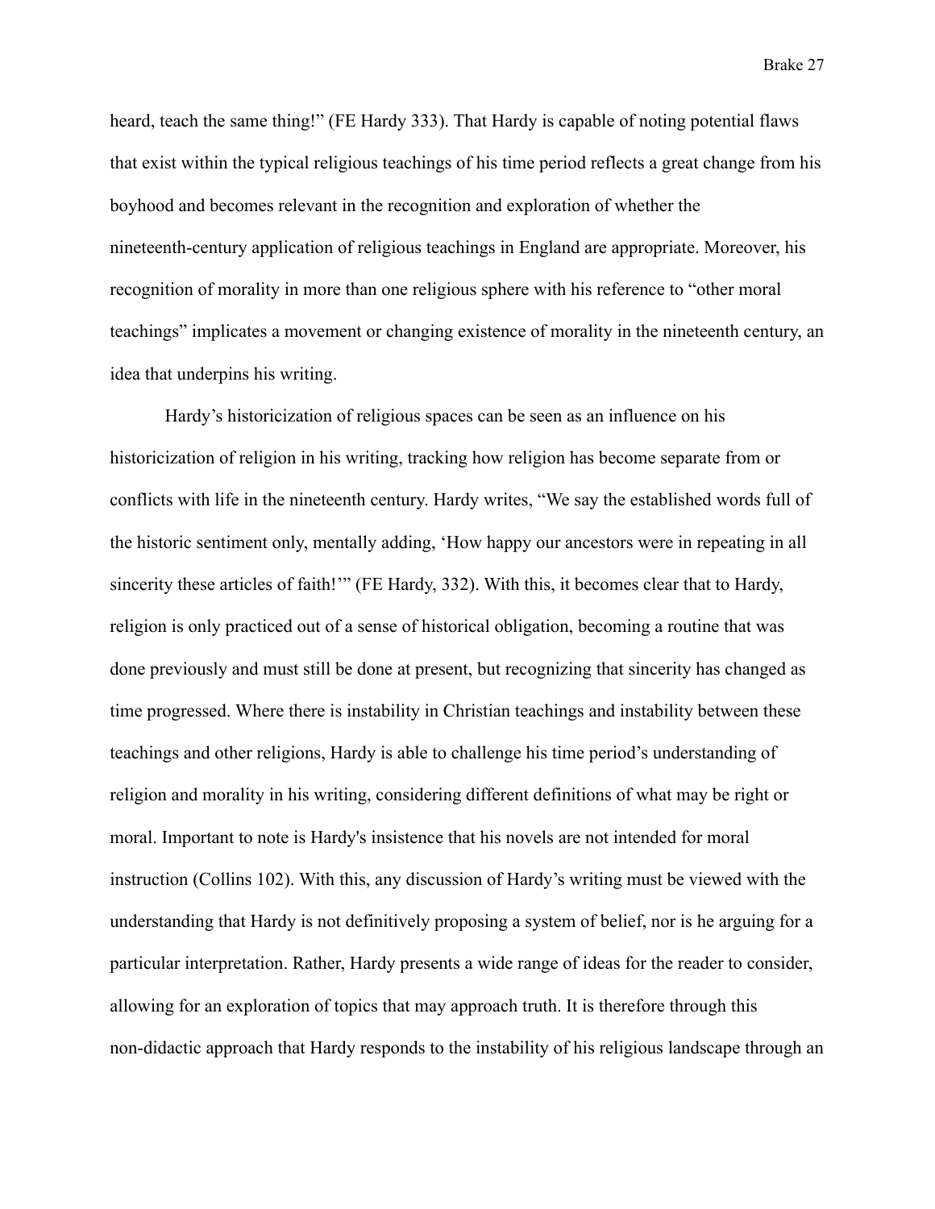heard, teach the same thing!" (FE Hardy 333). That Hardy is capable of noting potential flaws that exist within the typical religious teachings of his time period reflects a great change from his boyhood and becomes relevant in the recognition and exploration of whether the nineteenth-century application of religious teachings in England are appropriate. Moreover, his recognition of morality in more than one religious sphere with his reference to "other moral teachings" implicates a movement or changing existence of morality in the nineteenth century, an idea that underpins his writing.

Hardy's historicization of religious spaces can be seen as an influence on his historicization of religion in his writing, tracking how religion has become separate from or conflicts with life in the nineteenth century. Hardy writes, "We say the established words full of the historic sentiment only, mentally adding, 'How happy our ancestors were in repeating in all sincerity these articles of faith!'" (FE Hardy, 332). With this, it becomes clear that to Hardy, religion is only practiced out of a sense of historical obligation, becoming a routine that was done previously and must still be done at present, but recognizing that sincerity has changed as time progressed. Where there is instability in Christian teachings and instability between these teachings and other religions, Hardy is able to challenge his time period's understanding of religion and morality in his writing, considering different definitions of what may be right or moral. Important to note is Hardy's insistence that his novels are not intended for moral instruction (Collins 102). With this, any discussion of Hardy's writing must be viewed with the understanding that Hardy is not definitively proposing a system of belief, nor is he arguing for a particular interpretation. Rather, Hardy presents a wide range of ideas for the reader to consider, allowing for an exploration of topics that may approach truth. It is therefore through this non-didactic approach that Hardy responds to the instability of his religious landscape through an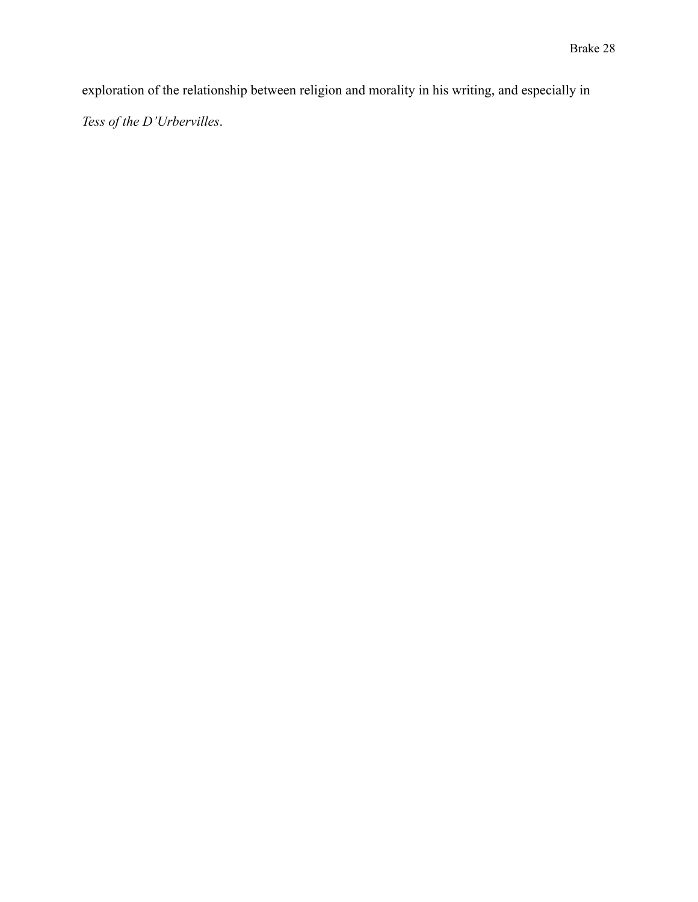exploration of the relationship between religion and morality in his writing, and especially in *Tess of the D'Urbervilles*.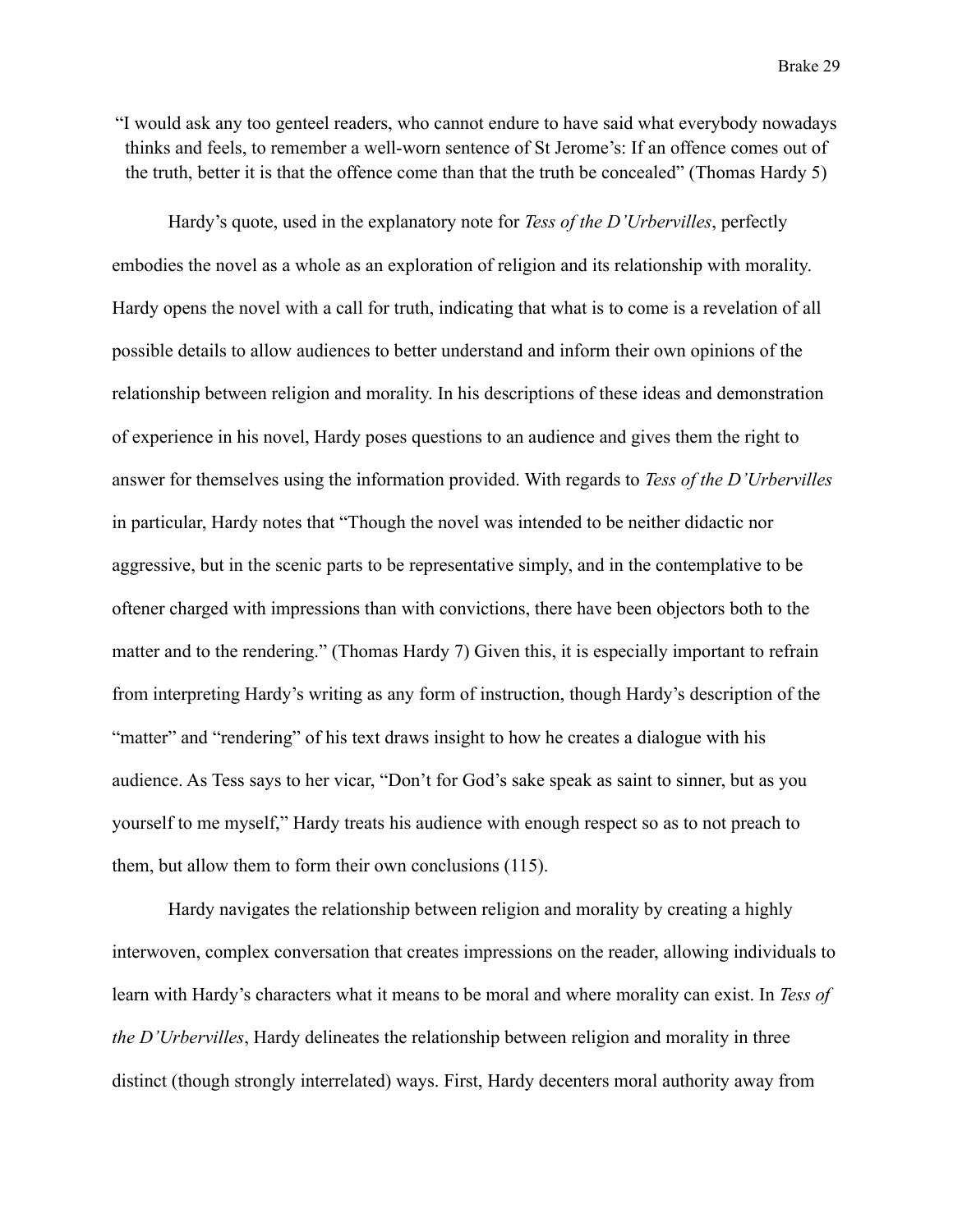"I would ask any too genteel readers, who cannot endure to have said what everybody nowadays thinks and feels, to remember a well-worn sentence of St Jerome's: If an offence comes out of the truth, better it is that the offence come than that the truth be concealed" (Thomas Hardy 5)

Hardy's quote, used in the explanatory note for *Tess of the D'Urbervilles*, perfectly embodies the novel as a whole as an exploration of religion and its relationship with morality. Hardy opens the novel with a call for truth, indicating that what is to come is a revelation of all possible details to allow audiences to better understand and inform their own opinions of the relationship between religion and morality. In his descriptions of these ideas and demonstration of experience in his novel, Hardy poses questions to an audience and gives them the right to answer for themselves using the information provided. With regards to *Tess of the D'Urbervilles* in particular, Hardy notes that "Though the novel was intended to be neither didactic nor aggressive, but in the scenic parts to be representative simply, and in the contemplative to be oftener charged with impressions than with convictions, there have been objectors both to the matter and to the rendering." (Thomas Hardy 7) Given this, it is especially important to refrain from interpreting Hardy's writing as any form of instruction, though Hardy's description of the "matter" and "rendering" of his text draws insight to how he creates a dialogue with his audience. As Tess says to her vicar, "Don't for God's sake speak as saint to sinner, but as you yourself to me myself," Hardy treats his audience with enough respect so as to not preach to them, but allow them to form their own conclusions (115).

Hardy navigates the relationship between religion and morality by creating a highly interwoven, complex conversation that creates impressions on the reader, allowing individuals to learn with Hardy's characters what it means to be moral and where morality can exist. In *Tess of the D'Urbervilles*, Hardy delineates the relationship between religion and morality in three distinct (though strongly interrelated) ways. First, Hardy decenters moral authority away from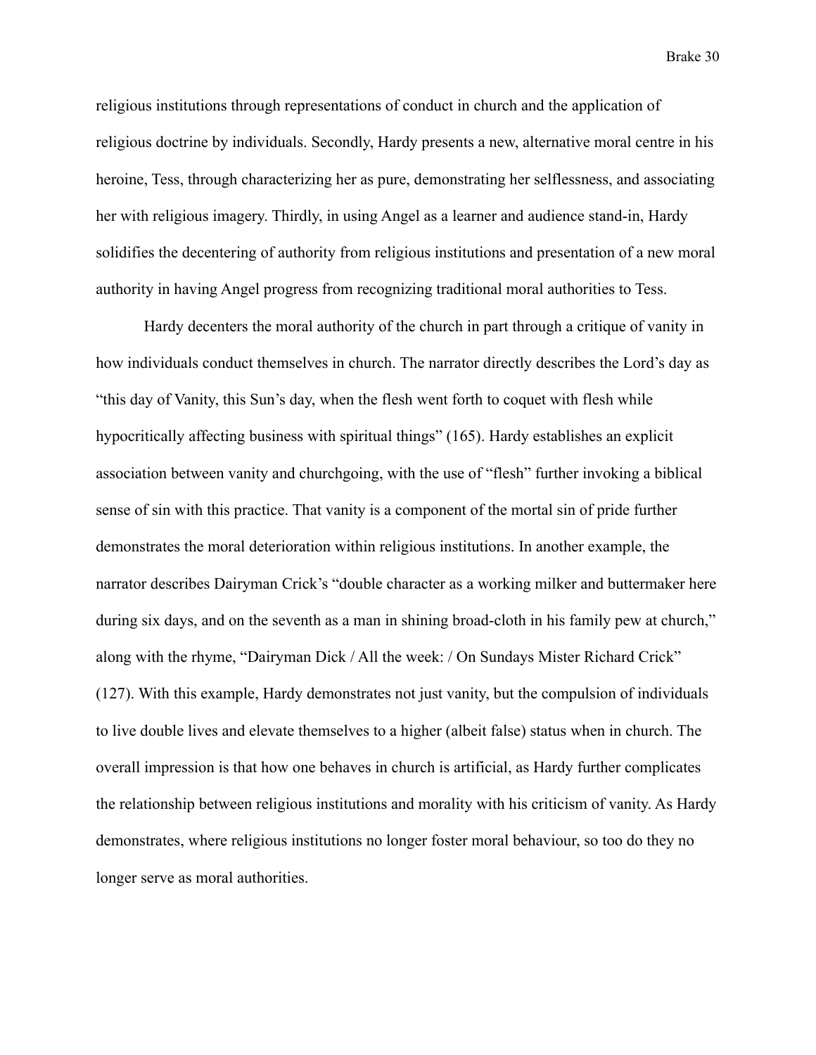religious institutions through representations of conduct in church and the application of religious doctrine by individuals. Secondly, Hardy presents a new, alternative moral centre in his heroine, Tess, through characterizing her as pure, demonstrating her selflessness, and associating her with religious imagery. Thirdly, in using Angel as a learner and audience stand-in, Hardy solidifies the decentering of authority from religious institutions and presentation of a new moral authority in having Angel progress from recognizing traditional moral authorities to Tess.

Hardy decenters the moral authority of the church in part through a critique of vanity in how individuals conduct themselves in church. The narrator directly describes the Lord's day as "this day of Vanity, this Sun's day, when the flesh went forth to coquet with flesh while hypocritically affecting business with spiritual things" (165). Hardy establishes an explicit association between vanity and churchgoing, with the use of "flesh" further invoking a biblical sense of sin with this practice. That vanity is a component of the mortal sin of pride further demonstrates the moral deterioration within religious institutions. In another example, the narrator describes Dairyman Crick's "double character as a working milker and buttermaker here during six days, and on the seventh as a man in shining broad-cloth in his family pew at church," along with the rhyme, "Dairyman Dick / All the week: / On Sundays Mister Richard Crick" (127). With this example, Hardy demonstrates not just vanity, but the compulsion of individuals to live double lives and elevate themselves to a higher (albeit false) status when in church. The overall impression is that how one behaves in church is artificial, as Hardy further complicates the relationship between religious institutions and morality with his criticism of vanity. As Hardy demonstrates, where religious institutions no longer foster moral behaviour, so too do they no longer serve as moral authorities.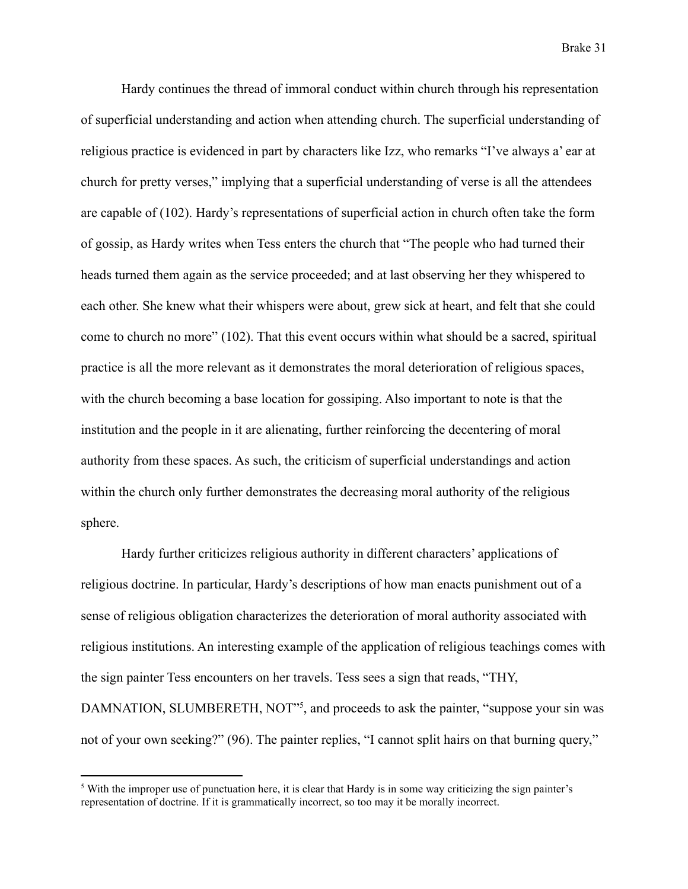Hardy continues the thread of immoral conduct within church through his representation of superficial understanding and action when attending church. The superficial understanding of religious practice is evidenced in part by characters like Izz, who remarks "I've always a' ear at church for pretty verses," implying that a superficial understanding of verse is all the attendees are capable of (102). Hardy's representations of superficial action in church often take the form of gossip, as Hardy writes when Tess enters the church that "The people who had turned their heads turned them again as the service proceeded; and at last observing her they whispered to each other. She knew what their whispers were about, grew sick at heart, and felt that she could come to church no more" (102). That this event occurs within what should be a sacred, spiritual practice is all the more relevant as it demonstrates the moral deterioration of religious spaces, with the church becoming a base location for gossiping. Also important to note is that the institution and the people in it are alienating, further reinforcing the decentering of moral authority from these spaces. As such, the criticism of superficial understandings and action within the church only further demonstrates the decreasing moral authority of the religious sphere.

Hardy further criticizes religious authority in different characters' applications of religious doctrine. In particular, Hardy's descriptions of how man enacts punishment out of a sense of religious obligation characterizes the deterioration of moral authority associated with religious institutions. An interesting example of the application of religious teachings comes with the sign painter Tess encounters on her travels. Tess sees a sign that reads, "THY, DAMNATION, SLUMBERETH, NOT"[5], and proceeds to ask the painter, "suppose your sin was not of your own seeking?" (96). The painter replies, "I cannot split hairs on that burning query,"

[5] With the improper use of punctuation here, it is clear that Hardy is in some way criticizing the sign painter's representation of doctrine. If it is grammatically incorrect, so too may it be morally incorrect.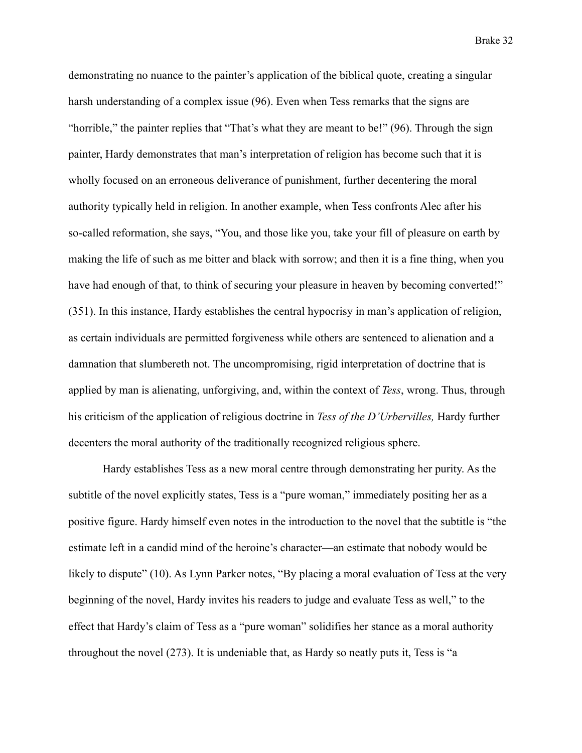demonstrating no nuance to the painter's application of the biblical quote, creating a singular harsh understanding of a complex issue (96). Even when Tess remarks that the signs are "horrible," the painter replies that "That's what they are meant to be!" (96). Through the sign painter, Hardy demonstrates that man's interpretation of religion has become such that it is wholly focused on an erroneous deliverance of punishment, further decentering the moral authority typically held in religion. In another example, when Tess confronts Alec after his so-called reformation, she says, "You, and those like you, take your fill of pleasure on earth by making the life of such as me bitter and black with sorrow; and then it is a fine thing, when you have had enough of that, to think of securing your pleasure in heaven by becoming converted!" (351). In this instance, Hardy establishes the central hypocrisy in man's application of religion, as certain individuals are permitted forgiveness while others are sentenced to alienation and a damnation that slumbereth not. The uncompromising, rigid interpretation of doctrine that is applied by man is alienating, unforgiving, and, within the context of *Tess*, wrong. Thus, through his criticism of the application of religious doctrine in *Tess of the D'Urbervilles,* Hardy further decenters the moral authority of the traditionally recognized religious sphere.

Hardy establishes Tess as a new moral centre through demonstrating her purity. As the subtitle of the novel explicitly states, Tess is a "pure woman," immediately positing her as a positive figure. Hardy himself even notes in the introduction to the novel that the subtitle is "the estimate left in a candid mind of the heroine's character—an estimate that nobody would be likely to dispute" (10). As Lynn Parker notes, "By placing a moral evaluation of Tess at the very beginning of the novel, Hardy invites his readers to judge and evaluate Tess as well," to the effect that Hardy's claim of Tess as a "pure woman" solidifies her stance as a moral authority throughout the novel (273). It is undeniable that, as Hardy so neatly puts it, Tess is "a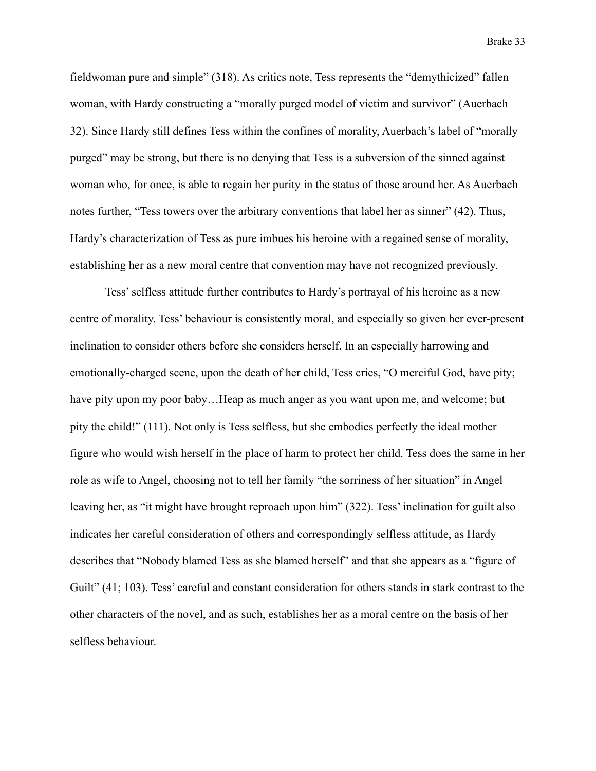fieldwoman pure and simple" (318). As critics note, Tess represents the "demythicized" fallen woman, with Hardy constructing a "morally purged model of victim and survivor" (Auerbach 32). Since Hardy still defines Tess within the confines of morality, Auerbach's label of "morally purged" may be strong, but there is no denying that Tess is a subversion of the sinned against woman who, for once, is able to regain her purity in the status of those around her. As Auerbach notes further, "Tess towers over the arbitrary conventions that label her as sinner" (42). Thus, Hardy's characterization of Tess as pure imbues his heroine with a regained sense of morality, establishing her as a new moral centre that convention may have not recognized previously.

Tess' selfless attitude further contributes to Hardy's portrayal of his heroine as a new centre of morality. Tess' behaviour is consistently moral, and especially so given her ever-present inclination to consider others before she considers herself. In an especially harrowing and emotionally-charged scene, upon the death of her child, Tess cries, "O merciful God, have pity; have pity upon my poor baby…Heap as much anger as you want upon me, and welcome; but pity the child!" (111). Not only is Tess selfless, but she embodies perfectly the ideal mother figure who would wish herself in the place of harm to protect her child. Tess does the same in her role as wife to Angel, choosing not to tell her family "the sorriness of her situation" in Angel leaving her, as "it might have brought reproach upon him" (322). Tess' inclination for guilt also indicates her careful consideration of others and correspondingly selfless attitude, as Hardy describes that "Nobody blamed Tess as she blamed herself" and that she appears as a "figure of Guilt" (41; 103). Tess' careful and constant consideration for others stands in stark contrast to the other characters of the novel, and as such, establishes her as a moral centre on the basis of her selfless behaviour.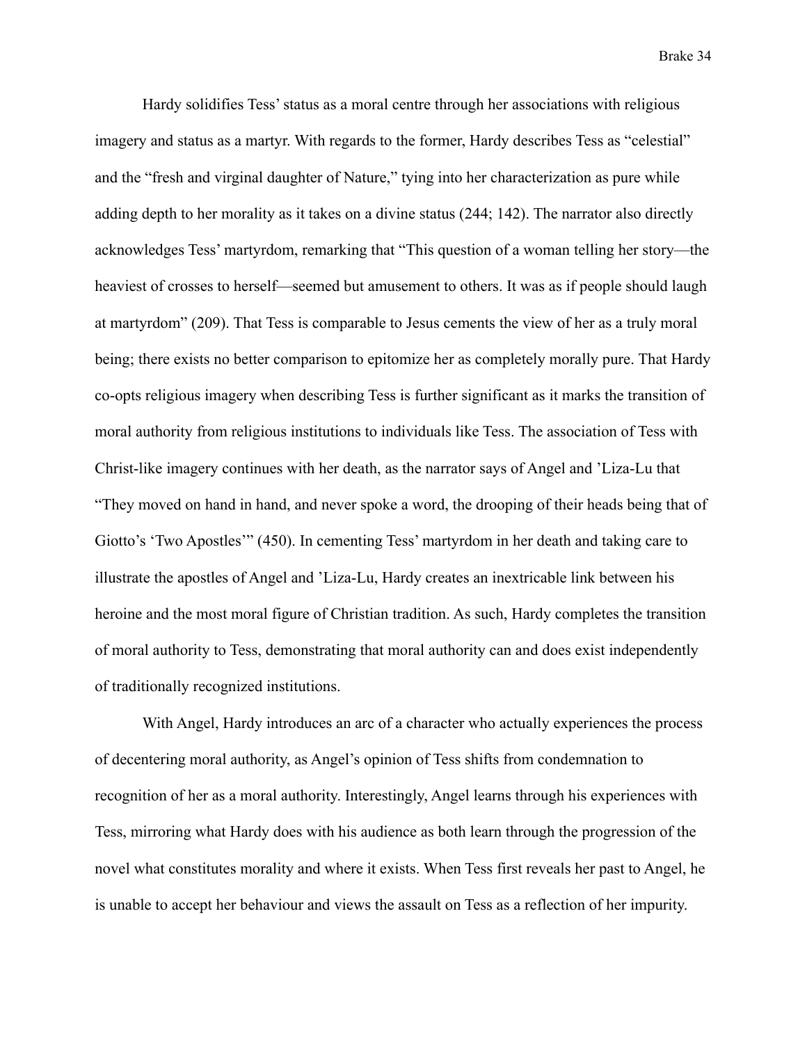Hardy solidifies Tess' status as a moral centre through her associations with religious imagery and status as a martyr. With regards to the former, Hardy describes Tess as "celestial" and the "fresh and virginal daughter of Nature," tying into her characterization as pure while adding depth to her morality as it takes on a divine status (244; 142). The narrator also directly acknowledges Tess' martyrdom, remarking that "This question of a woman telling her story—the heaviest of crosses to herself—seemed but amusement to others. It was as if people should laugh at martyrdom" (209). That Tess is comparable to Jesus cements the view of her as a truly moral being; there exists no better comparison to epitomize her as completely morally pure. That Hardy co-opts religious imagery when describing Tess is further significant as it marks the transition of moral authority from religious institutions to individuals like Tess. The association of Tess with Christ-like imagery continues with her death, as the narrator says of Angel and 'Liza-Lu that "They moved on hand in hand, and never spoke a word, the drooping of their heads being that of Giotto's 'Two Apostles'" (450). In cementing Tess' martyrdom in her death and taking care to illustrate the apostles of Angel and 'Liza-Lu, Hardy creates an inextricable link between his heroine and the most moral figure of Christian tradition. As such, Hardy completes the transition of moral authority to Tess, demonstrating that moral authority can and does exist independently of traditionally recognized institutions.

With Angel, Hardy introduces an arc of a character who actually experiences the process of decentering moral authority, as Angel's opinion of Tess shifts from condemnation to recognition of her as a moral authority. Interestingly, Angel learns through his experiences with Tess, mirroring what Hardy does with his audience as both learn through the progression of the novel what constitutes morality and where it exists. When Tess first reveals her past to Angel, he is unable to accept her behaviour and views the assault on Tess as a reflection of her impurity.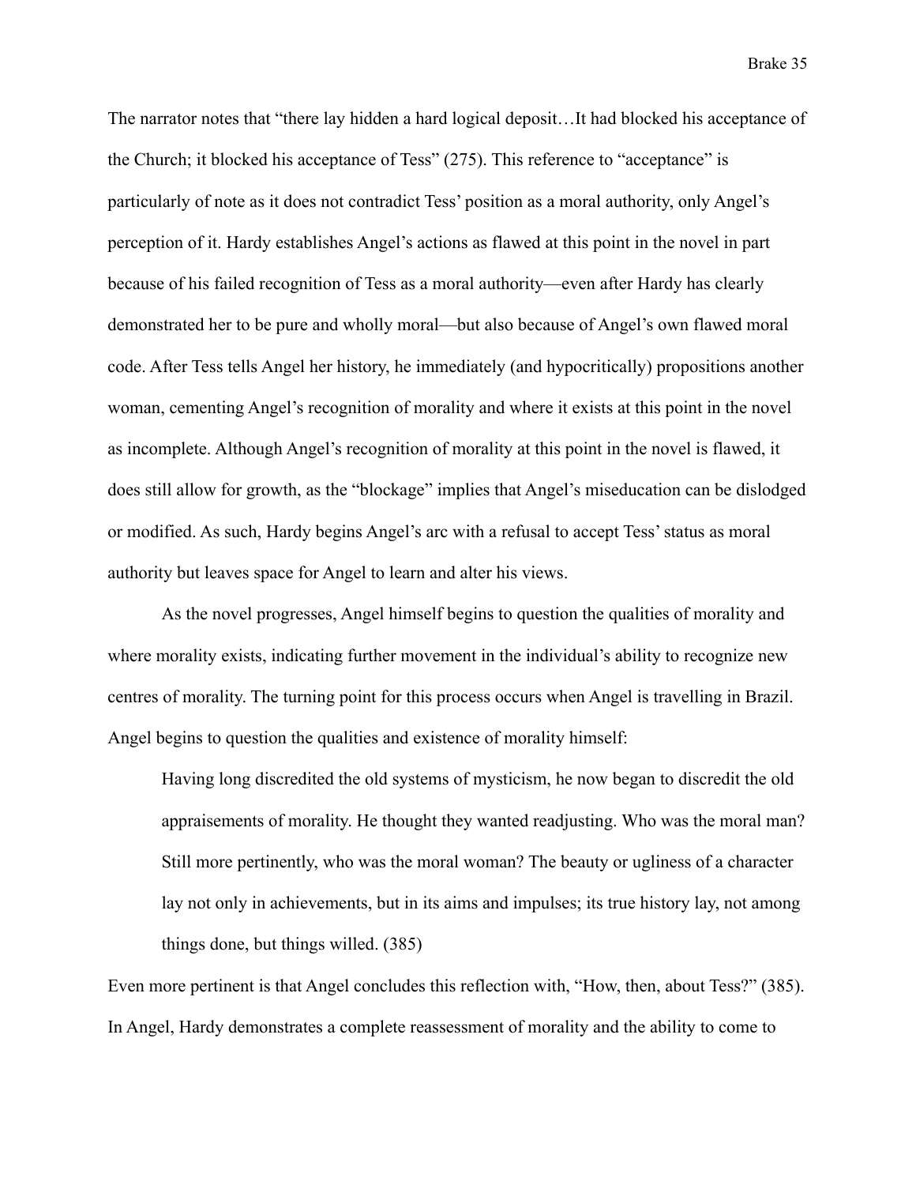The narrator notes that "there lay hidden a hard logical deposit…It had blocked his acceptance of the Church; it blocked his acceptance of Tess" (275). This reference to "acceptance" is particularly of note as it does not contradict Tess' position as a moral authority, only Angel's perception of it. Hardy establishes Angel's actions as flawed at this point in the novel in part because of his failed recognition of Tess as a moral authority—even after Hardy has clearly demonstrated her to be pure and wholly moral—but also because of Angel's own flawed moral code. After Tess tells Angel her history, he immediately (and hypocritically) propositions another woman, cementing Angel's recognition of morality and where it exists at this point in the novel as incomplete. Although Angel's recognition of morality at this point in the novel is flawed, it does still allow for growth, as the "blockage" implies that Angel's miseducation can be dislodged or modified. As such, Hardy begins Angel's arc with a refusal to accept Tess' status as moral authority but leaves space for Angel to learn and alter his views.

As the novel progresses, Angel himself begins to question the qualities of morality and where morality exists, indicating further movement in the individual's ability to recognize new centres of morality. The turning point for this process occurs when Angel is travelling in Brazil. Angel begins to question the qualities and existence of morality himself:

> Having long discredited the old systems of mysticism, he now began to discredit the old appraisements of morality. He thought they wanted readjusting. Who was the moral man? Still more pertinently, who was the moral woman? The beauty or ugliness of a character lay not only in achievements, but in its aims and impulses; its true history lay, not among things done, but things willed. (385)

Even more pertinent is that Angel concludes this reflection with, "How, then, about Tess?" (385). In Angel, Hardy demonstrates a complete reassessment of morality and the ability to come to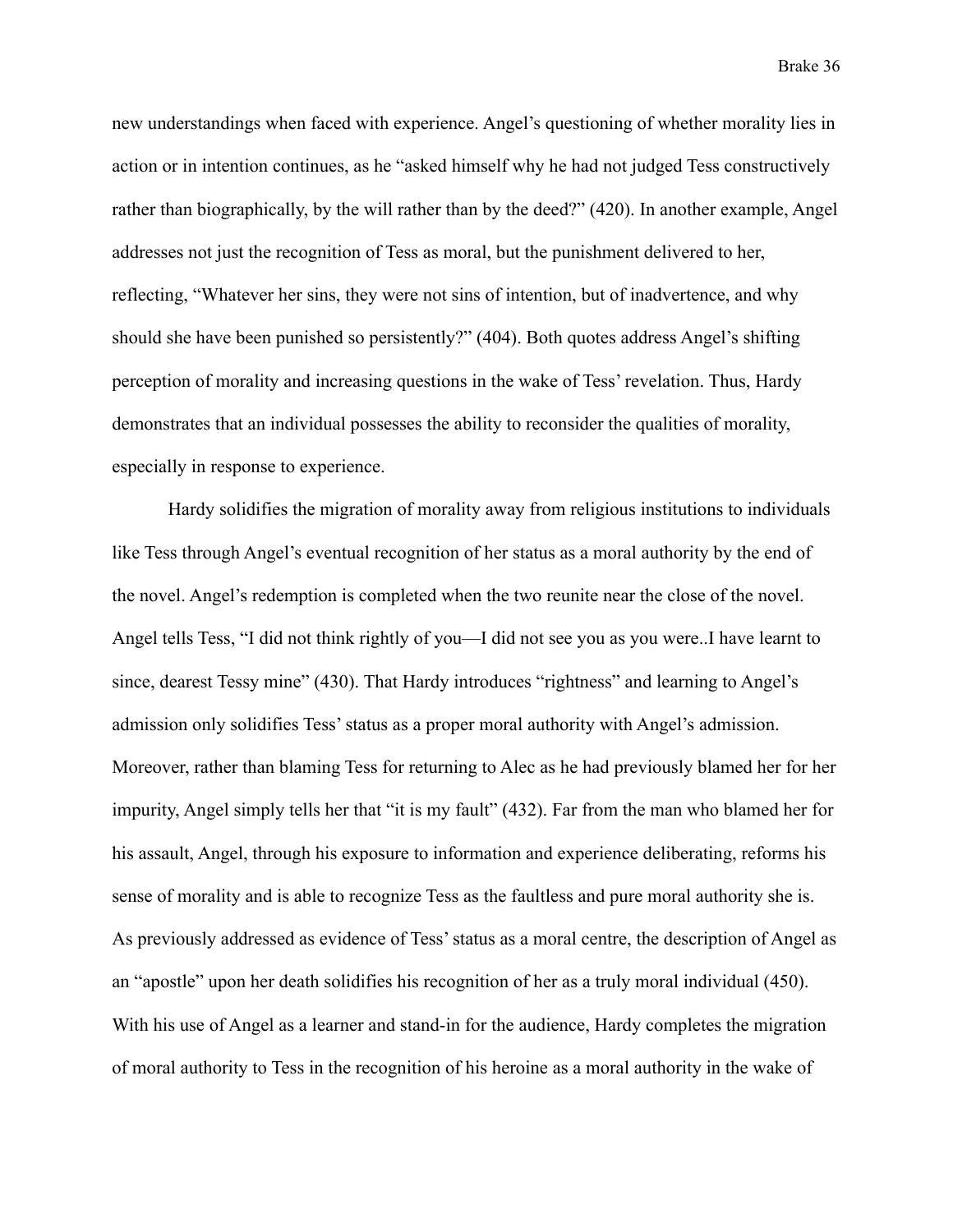new understandings when faced with experience. Angel's questioning of whether morality lies in action or in intention continues, as he "asked himself why he had not judged Tess constructively rather than biographically, by the will rather than by the deed?" (420). In another example, Angel addresses not just the recognition of Tess as moral, but the punishment delivered to her, reflecting, "Whatever her sins, they were not sins of intention, but of inadvertence, and why should she have been punished so persistently?" (404). Both quotes address Angel's shifting perception of morality and increasing questions in the wake of Tess' revelation. Thus, Hardy demonstrates that an individual possesses the ability to reconsider the qualities of morality, especially in response to experience.

Hardy solidifies the migration of morality away from religious institutions to individuals like Tess through Angel's eventual recognition of her status as a moral authority by the end of the novel. Angel's redemption is completed when the two reunite near the close of the novel. Angel tells Tess, "I did not think rightly of you—I did not see you as you were..I have learnt to since, dearest Tessy mine" (430). That Hardy introduces "rightness" and learning to Angel's admission only solidifies Tess' status as a proper moral authority with Angel's admission. Moreover, rather than blaming Tess for returning to Alec as he had previously blamed her for her impurity, Angel simply tells her that "it is my fault" (432). Far from the man who blamed her for his assault, Angel, through his exposure to information and experience deliberating, reforms his sense of morality and is able to recognize Tess as the faultless and pure moral authority she is. As previously addressed as evidence of Tess' status as a moral centre, the description of Angel as an "apostle" upon her death solidifies his recognition of her as a truly moral individual (450). With his use of Angel as a learner and stand-in for the audience, Hardy completes the migration of moral authority to Tess in the recognition of his heroine as a moral authority in the wake of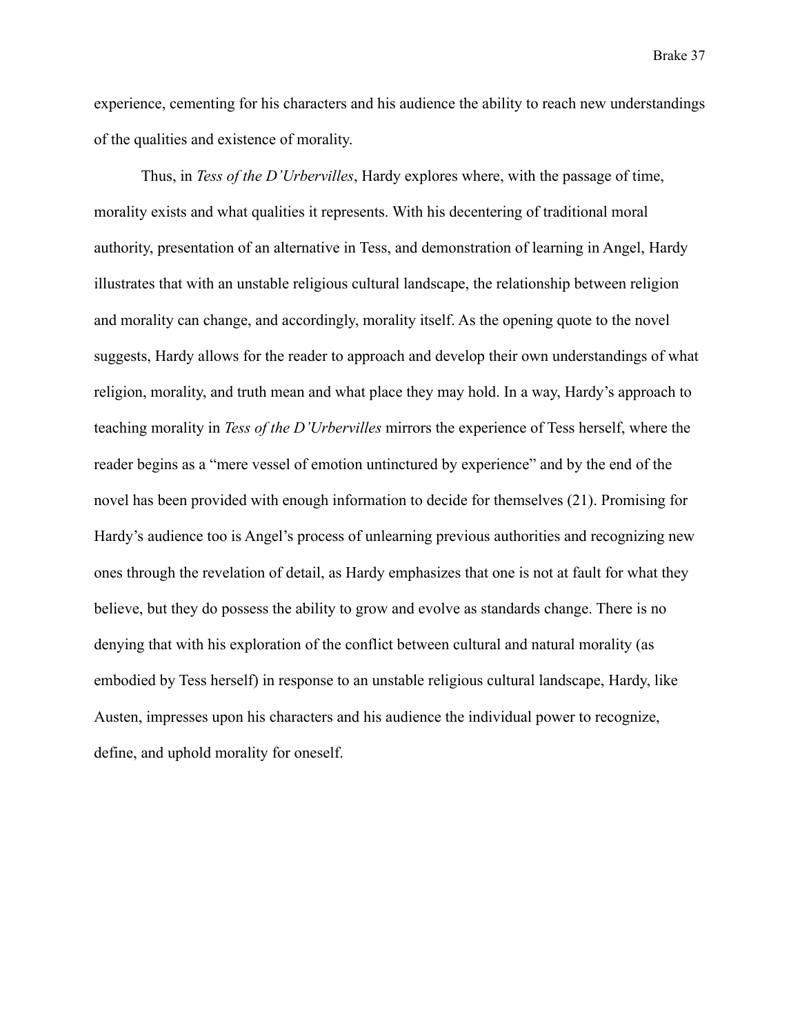experience, cementing for his characters and his audience the ability to reach new understandings of the qualities and existence of morality.

Thus, in *Tess of the D'Urbervilles*, Hardy explores where, with the passage of time, morality exists and what qualities it represents. With his decentering of traditional moral authority, presentation of an alternative in Tess, and demonstration of learning in Angel, Hardy illustrates that with an unstable religious cultural landscape, the relationship between religion and morality can change, and accordingly, morality itself. As the opening quote to the novel suggests, Hardy allows for the reader to approach and develop their own understandings of what religion, morality, and truth mean and what place they may hold. In a way, Hardy's approach to teaching morality in *Tess of the D'Urbervilles* mirrors the experience of Tess herself, where the reader begins as a "mere vessel of emotion untinctured by experience" and by the end of the novel has been provided with enough information to decide for themselves (21). Promising for Hardy's audience too is Angel's process of unlearning previous authorities and recognizing new ones through the revelation of detail, as Hardy emphasizes that one is not at fault for what they believe, but they do possess the ability to grow and evolve as standards change. There is no denying that with his exploration of the conflict between cultural and natural morality (as embodied by Tess herself) in response to an unstable religious cultural landscape, Hardy, like Austen, impresses upon his characters and his audience the individual power to recognize, define, and uphold morality for oneself.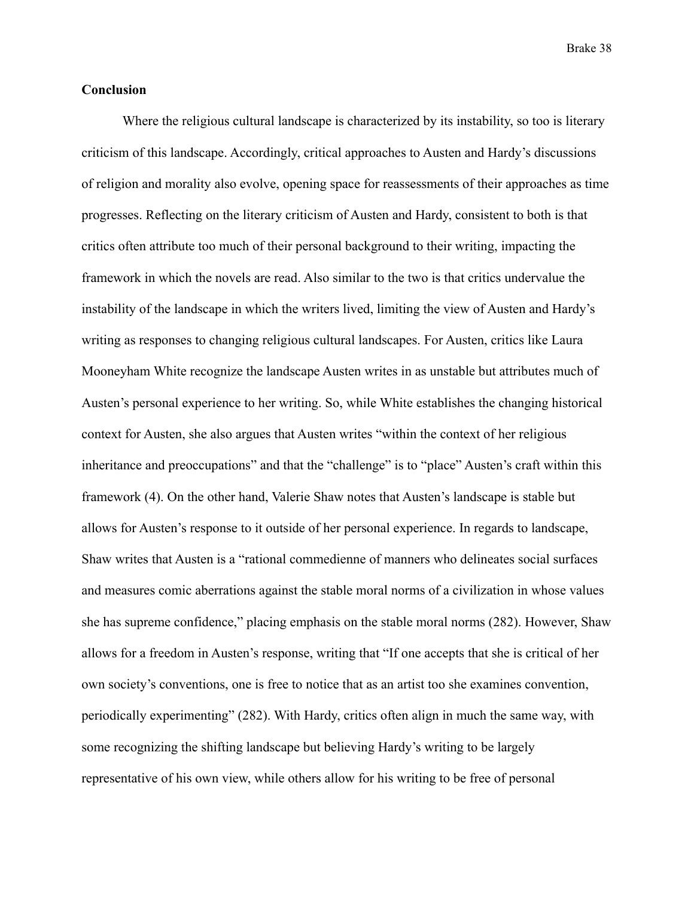**Conclusion**

Where the religious cultural landscape is characterized by its instability, so too is literary criticism of this landscape. Accordingly, critical approaches to Austen and Hardy's discussions of religion and morality also evolve, opening space for reassessments of their approaches as time progresses. Reflecting on the literary criticism of Austen and Hardy, consistent to both is that critics often attribute too much of their personal background to their writing, impacting the framework in which the novels are read. Also similar to the two is that critics undervalue the instability of the landscape in which the writers lived, limiting the view of Austen and Hardy's writing as responses to changing religious cultural landscapes. For Austen, critics like Laura Mooneyham White recognize the landscape Austen writes in as unstable but attributes much of Austen's personal experience to her writing. So, while White establishes the changing historical context for Austen, she also argues that Austen writes "within the context of her religious inheritance and preoccupations" and that the "challenge" is to "place" Austen's craft within this framework (4). On the other hand, Valerie Shaw notes that Austen's landscape is stable but allows for Austen's response to it outside of her personal experience. In regards to landscape, Shaw writes that Austen is a "rational commedienne of manners who delineates social surfaces and measures comic aberrations against the stable moral norms of a civilization in whose values she has supreme confidence," placing emphasis on the stable moral norms (282). However, Shaw allows for a freedom in Austen's response, writing that "If one accepts that she is critical of her own society's conventions, one is free to notice that as an artist too she examines convention, periodically experimenting" (282). With Hardy, critics often align in much the same way, with some recognizing the shifting landscape but believing Hardy's writing to be largely representative of his own view, while others allow for his writing to be free of personal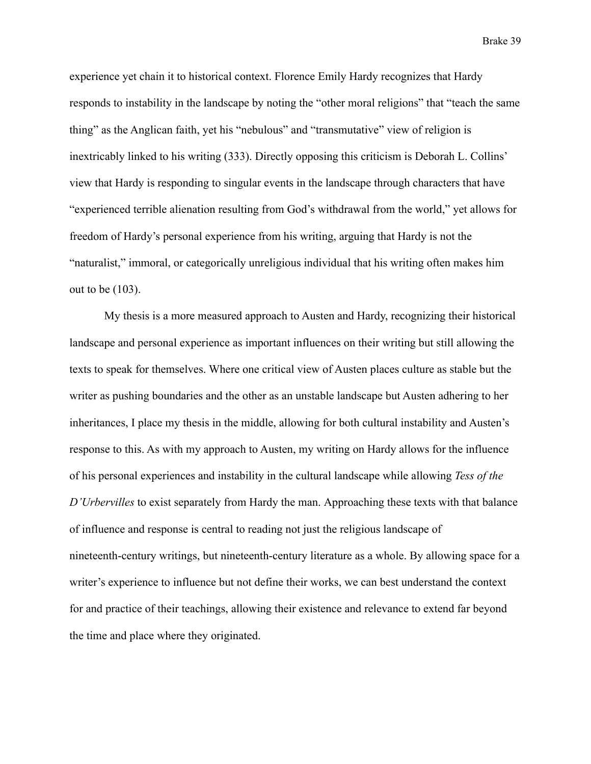experience yet chain it to historical context. Florence Emily Hardy recognizes that Hardy responds to instability in the landscape by noting the "other moral religions" that "teach the same thing" as the Anglican faith, yet his "nebulous" and "transmutative" view of religion is inextricably linked to his writing (333). Directly opposing this criticism is Deborah L. Collins' view that Hardy is responding to singular events in the landscape through characters that have "experienced terrible alienation resulting from God's withdrawal from the world," yet allows for freedom of Hardy's personal experience from his writing, arguing that Hardy is not the "naturalist," immoral, or categorically unreligious individual that his writing often makes him out to be (103).

My thesis is a more measured approach to Austen and Hardy, recognizing their historical landscape and personal experience as important influences on their writing but still allowing the texts to speak for themselves. Where one critical view of Austen places culture as stable but the writer as pushing boundaries and the other as an unstable landscape but Austen adhering to her inheritances, I place my thesis in the middle, allowing for both cultural instability and Austen's response to this. As with my approach to Austen, my writing on Hardy allows for the influence of his personal experiences and instability in the cultural landscape while allowing *Tess of the D'Urbervilles* to exist separately from Hardy the man. Approaching these texts with that balance of influence and response is central to reading not just the religious landscape of nineteenth-century writings, but nineteenth-century literature as a whole. By allowing space for a writer's experience to influence but not define their works, we can best understand the context for and practice of their teachings, allowing their existence and relevance to extend far beyond the time and place where they originated.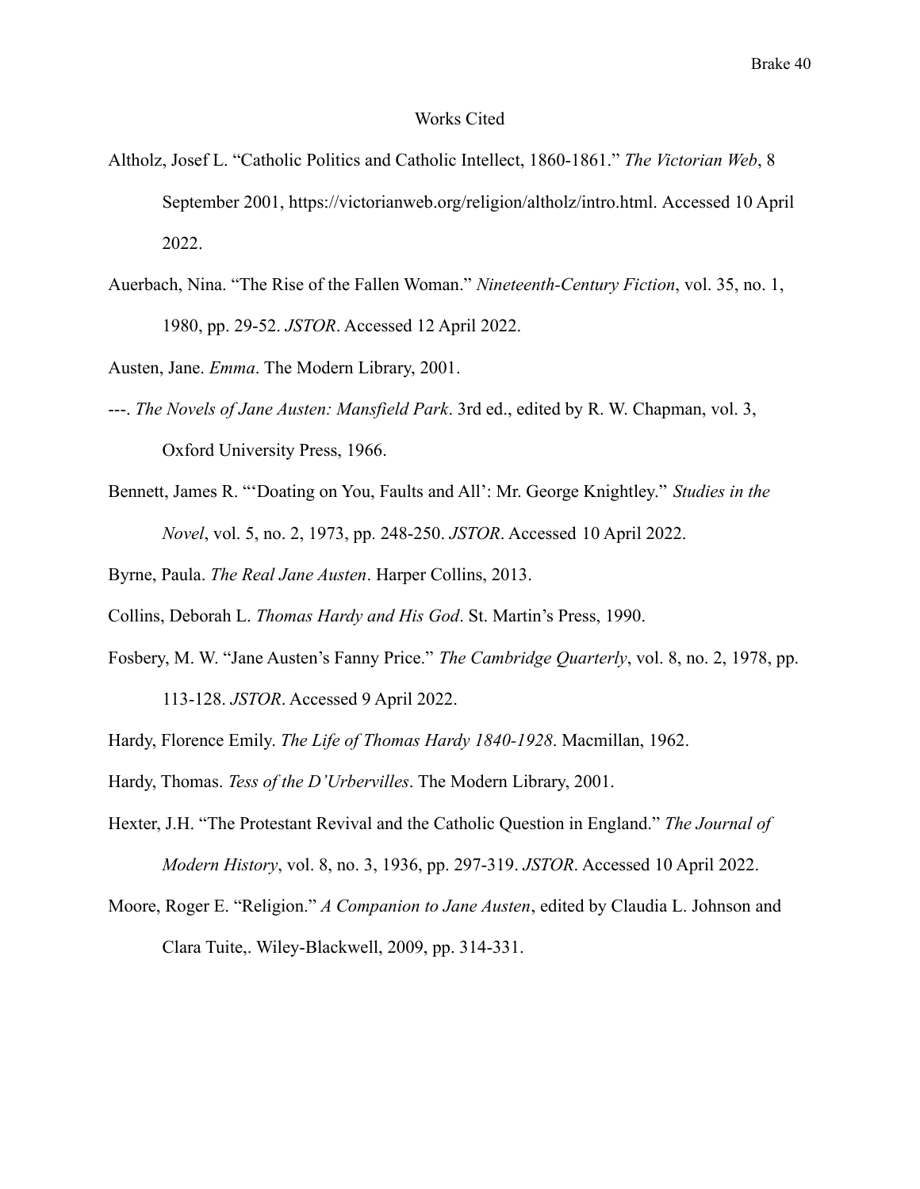# Works Cited

Altholz, Josef L. "Catholic Politics and Catholic Intellect, 1860-1861." *The Victorian Web*, 8 September 2001, https://victorianweb.org/religion/altholz/intro.html. Accessed 10 April 2022.

Auerbach, Nina. "The Rise of the Fallen Woman." *Nineteenth-Century Fiction*, vol. 35, no. 1, 1980, pp. 29-52. *JSTOR*. Accessed 12 April 2022.

Austen, Jane. *Emma*. The Modern Library, 2001.

---. *The Novels of Jane Austen: Mansfield Park*. 3rd ed., edited by R. W. Chapman, vol. 3, Oxford University Press, 1966.

Bennett, James R. "'Doating on You, Faults and All': Mr. George Knightley." *Studies in the Novel*, vol. 5, no. 2, 1973, pp. 248-250. *JSTOR*. Accessed 10 April 2022.

Byrne, Paula. *The Real Jane Austen*. Harper Collins, 2013.

Collins, Deborah L. *Thomas Hardy and His God*. St. Martin's Press, 1990.

Fosbery, M. W. "Jane Austen's Fanny Price." *The Cambridge Quarterly*, vol. 8, no. 2, 1978, pp. 113-128. *JSTOR*. Accessed 9 April 2022.

Hardy, Florence Emily. *The Life of Thomas Hardy 1840-1928*. Macmillan, 1962.

Hardy, Thomas. *Tess of the D'Urbervilles*. The Modern Library, 2001.

Hexter, J.H. "The Protestant Revival and the Catholic Question in England." *The Journal of Modern History*, vol. 8, no. 3, 1936, pp. 297-319. *JSTOR*. Accessed 10 April 2022.

Moore, Roger E. "Religion." *A Companion to Jane Austen*, edited by Claudia L. Johnson and Clara Tuite,. Wiley-Blackwell, 2009, pp. 314-331.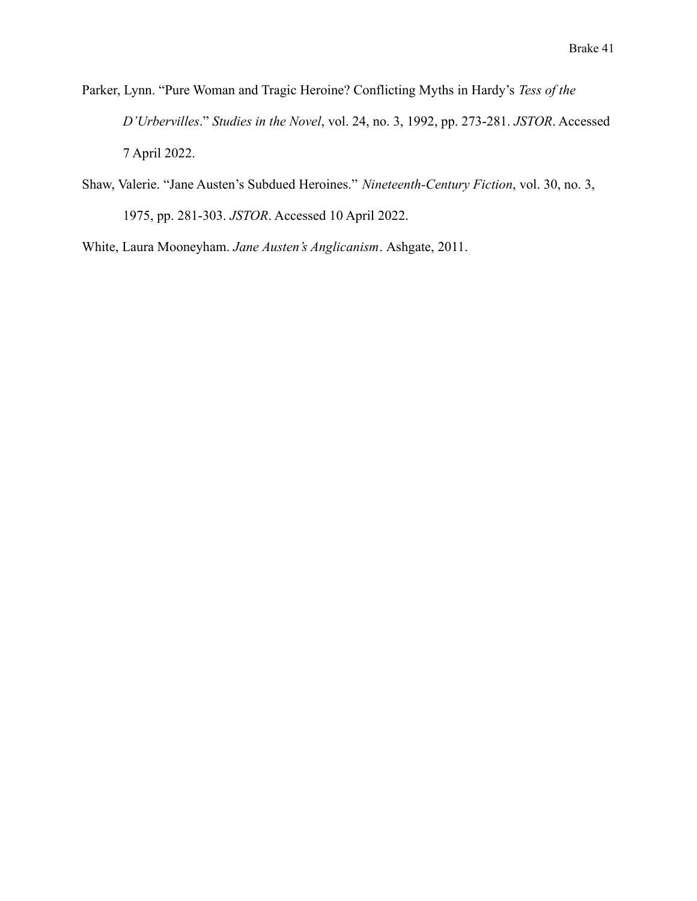Parker, Lynn. "Pure Woman and Tragic Heroine? Conflicting Myths in Hardy's *Tess of the D'Urbervilles*." *Studies in the Novel*, vol. 24, no. 3, 1992, pp. 273-281. *JSTOR*. Accessed 7 April 2022.

Shaw, Valerie. "Jane Austen's Subdued Heroines." *Nineteenth-Century Fiction*, vol. 30, no. 3, 1975, pp. 281-303. *JSTOR*. Accessed 10 April 2022.

White, Laura Mooneyham. *Jane Austen's Anglicanism*. Ashgate, 2011.